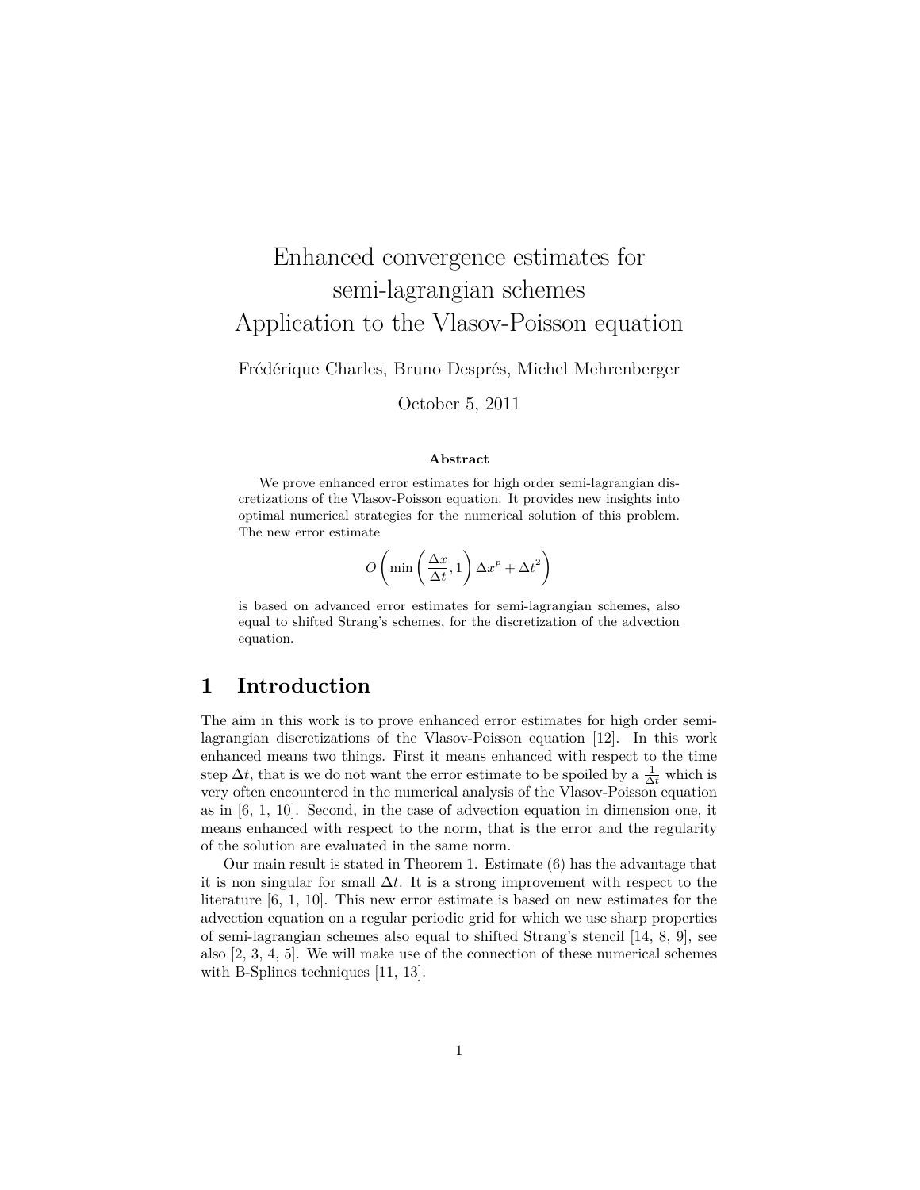# Enhanced convergence estimates for semi-lagrangian schemes
# Application to the Vlasov-Poisson equation

Frédérique Charles, Bruno Després, Michel Mehrenberger

October 5, 2011

**Abstract**

We prove enhanced error estimates for high order semi-lagrangian discretizations of the Vlasov-Poisson equation. It provides new insights into optimal numerical strategies for the numerical solution of this problem. The new error estimate

$$O\left(\min\left(\frac{\Delta x}{\Delta t}, 1\right)\Delta x^p + \Delta t^2\right)$$

is based on advanced error estimates for semi-lagrangian schemes, also equal to shifted Strang's schemes, for the discretization of the advection equation.

## 1 Introduction

The aim in this work is to prove enhanced error estimates for high order semi-lagrangian discretizations of the Vlasov-Poisson equation [12]. In this work enhanced means two things. First it means enhanced with respect to the time step $\Delta t$, that is we do not want the error estimate to be spoiled by a $\frac{1}{\Delta t}$ which is very often encountered in the numerical analysis of the Vlasov-Poisson equation as in [6, 1, 10]. Second, in the case of advection equation in dimension one, it means enhanced with respect to the norm, that is the error and the regularity of the solution are evaluated in the same norm.

Our main result is stated in Theorem 1. Estimate (6) has the advantage that it is non singular for small $\Delta t$. It is a strong improvement with respect to the literature [6, 1, 10]. This new error estimate is based on new estimates for the advection equation on a regular periodic grid for which we use sharp properties of semi-lagrangian schemes also equal to shifted Strang's stencil [14, 8, 9], see also [2, 3, 4, 5]. We will make use of the connection of these numerical schemes with B-Splines techniques [11, 13].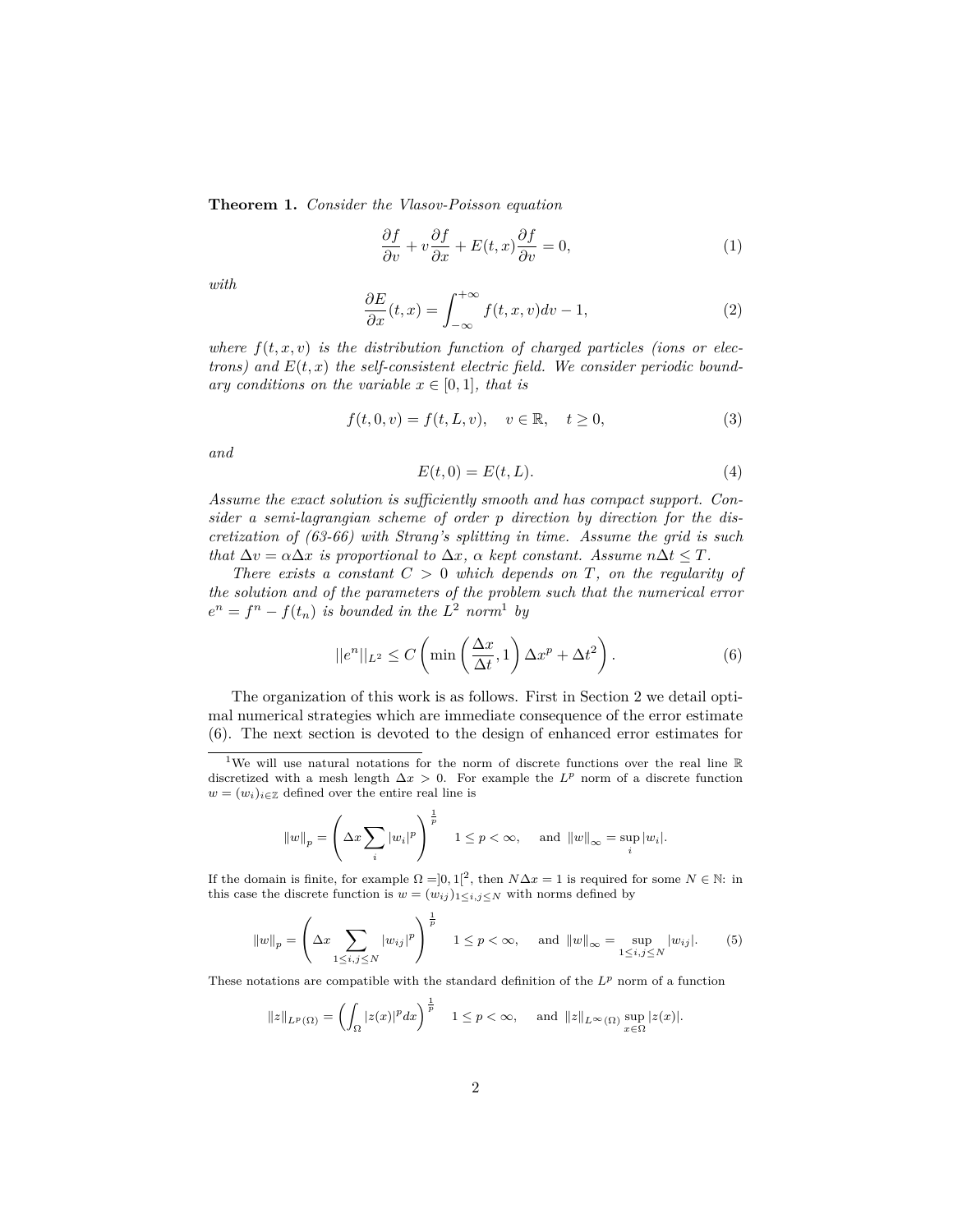**Theorem 1.** *Consider the Vlasov-Poisson equation*

$$\frac{\partial f}{\partial v} + v\frac{\partial f}{\partial x} + E(t,x)\frac{\partial f}{\partial v} = 0, \tag{1}$$

*with*

$$\frac{\partial E}{\partial x}(t,x) = \int_{-\infty}^{+\infty} f(t,x,v)dv - 1, \tag{2}$$

*where $f(t,x,v)$ is the distribution function of charged particles (ions or electrons) and $E(t,x)$ the self-consistent electric field. We consider periodic boundary conditions on the variable $x \in [0,1]$, that is*

$$f(t,0,v) = f(t,L,v), \quad v \in \mathbb{R}, \quad t \geq 0, \tag{3}$$

*and*

$$E(t,0) = E(t,L). \tag{4}$$

*Assume the exact solution is sufficiently smooth and has compact support. Consider a semi-lagrangian scheme of order p direction by direction for the discretization of (63-66) with Strang's splitting in time. Assume the grid is such that $\Delta v = \alpha \Delta x$ is proportional to $\Delta x$, $\alpha$ kept constant. Assume $n\Delta t \leq T$.*

*There exists a constant $C > 0$ which depends on $T$, on the regularity of the solution and of the parameters of the problem such that the numerical error $e^n = f^n - f(t_n)$ is bounded in the $L^2$ norm*[1] *by*

$$||e^n||_{L^2} \leq C\left(\min\left(\frac{\Delta x}{\Delta t}, 1\right)\Delta x^p + \Delta t^2\right). \tag{6}$$

The organization of this work is as follows. First in Section 2 we detail optimal numerical strategies which are immediate consequence of the error estimate (6). The next section is devoted to the design of enhanced error estimates for

---

[1] We will use natural notations for the norm of discrete functions over the real line $\mathbb{R}$ discretized with a mesh length $\Delta x > 0$. For example the $L^p$ norm of a discrete function $w = (w_i)_{i\in\mathbb{Z}}$ defined over the entire real line is

$$\|w\|_p = \left(\Delta x \sum_i |w_i|^p\right)^{\frac{1}{p}} \quad 1 \leq p < \infty, \quad \text{and } \|w\|_\infty = \sup_i |w_i|.$$

If the domain is finite, for example $\Omega = ]0,1[^2$, then $N\Delta x = 1$ is required for some $N \in \mathbb{N}$: in this case the discrete function is $w = (w_{ij})_{1\leq i,j\leq N}$ with norms defined by

$$\|w\|_p = \left(\Delta x \sum_{1\leq i,j\leq N} |w_{ij}|^p\right)^{\frac{1}{p}} \quad 1 \leq p < \infty, \quad \text{and } \|w\|_\infty = \sup_{1\leq i,j\leq N} |w_{ij}|. \tag{5}$$

These notations are compatible with the standard definition of the $L^p$ norm of a function

$$\|z\|_{L^p(\Omega)} = \left(\int_\Omega |z(x)|^p dx\right)^{\frac{1}{p}} \quad 1 \leq p < \infty, \quad \text{and } \|z\|_{L^\infty(\Omega)} \sup_{x\in\Omega} |z(x)|.$$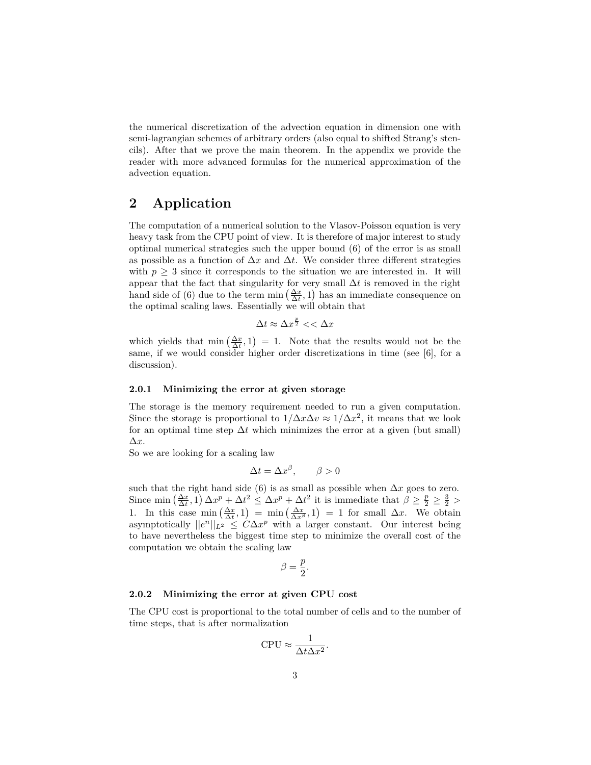the numerical discretization of the advection equation in dimension one with semi-lagrangian schemes of arbitrary orders (also equal to shifted Strang's stencils). After that we prove the main theorem. In the appendix we provide the reader with more advanced formulas for the numerical approximation of the advection equation.

## 2 Application

The computation of a numerical solution to the Vlasov-Poisson equation is very heavy task from the CPU point of view. It is therefore of major interest to study optimal numerical strategies such the upper bound (6) of the error is as small as possible as a function of $\Delta x$ and $\Delta t$. We consider three different strategies with $p \geq 3$ since it corresponds to the situation we are interested in. It will appear that the fact that singularity for very small $\Delta t$ is removed in the right hand side of (6) due to the term $\min\left(\frac{\Delta x}{\Delta t}, 1\right)$ has an immediate consequence on the optimal scaling laws. Essentially we will obtain that

$$\Delta t \approx \Delta x^{\frac{p}{2}} << \Delta x$$

which yields that $\min\left(\frac{\Delta x}{\Delta t}, 1\right) = 1$. Note that the results would not be the same, if we would consider higher order discretizations in time (see [6], for a discussion).

#### 2.0.1 Minimizing the error at given storage

The storage is the memory requirement needed to run a given computation. Since the storage is proportional to $1/\Delta x \Delta v \approx 1/\Delta x^2$, it means that we look for an optimal time step $\Delta t$ which minimizes the error at a given (but small) $\Delta x$.

So we are looking for a scaling law

$$\Delta t = \Delta x^{\beta}, \qquad \beta > 0$$

such that the right hand side (6) is as small as possible when $\Delta x$ goes to zero. Since $\min\left(\frac{\Delta x}{\Delta t}, 1\right) \Delta x^p + \Delta t^2 \leq \Delta x^p + \Delta t^2$ it is immediate that $\beta \geq \frac{p}{2} \geq \frac{3}{2} > 1$. In this case $\min\left(\frac{\Delta x}{\Delta t}, 1\right) = \min\left(\frac{\Delta x}{\Delta x^{\beta}}, 1\right) = 1$ for small $\Delta x$. We obtain asymptotically $||e^n||_{L^2} \leq C \Delta x^p$ with a larger constant. Our interest being to have nevertheless the biggest time step to minimize the overall cost of the computation we obtain the scaling law

$$\beta = \frac{p}{2}.$$

#### 2.0.2 Minimizing the error at given CPU cost

The CPU cost is proportional to the total number of cells and to the number of time steps, that is after normalization

$$\text{CPU} \approx \frac{1}{\Delta t \Delta x^2}.$$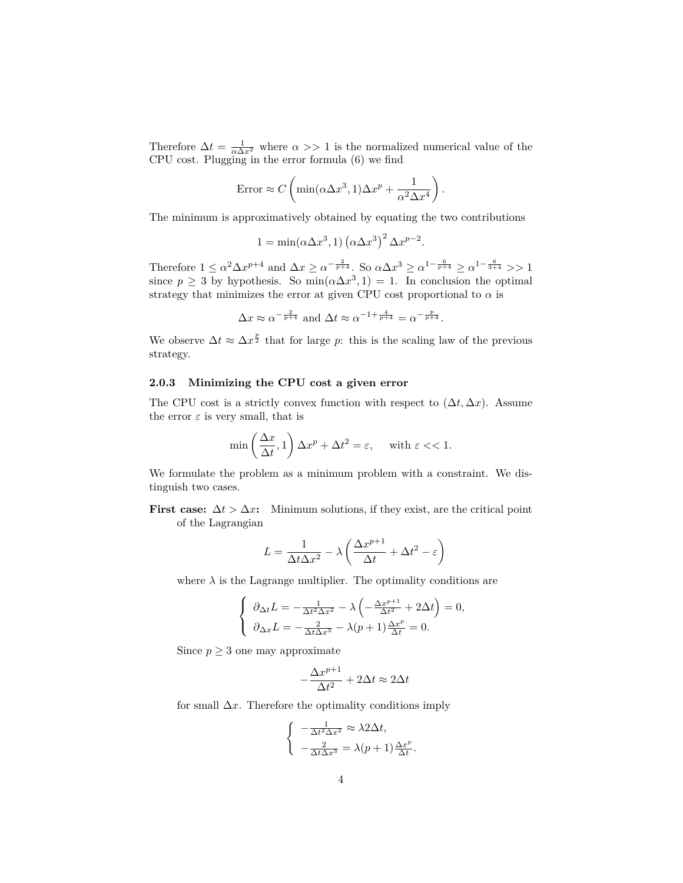Therefore $\Delta t = \frac{1}{\alpha \Delta x^2}$ where $\alpha >> 1$ is the normalized numerical value of the CPU cost. Plugging in the error formula (6) we find

$$\text{Error} \approx C\left(\min(\alpha \Delta x^3, 1)\Delta x^p + \frac{1}{\alpha^2 \Delta x^4}\right).$$

The minimum is approximatively obtained by equating the two contributions

$$1 = \min(\alpha \Delta x^3, 1)\left(\alpha \Delta x^3\right)^2 \Delta x^{p-2}.$$

Therefore $1 \leq \alpha^2 \Delta x^{p+4}$ and $\Delta x \geq \alpha^{-\frac{2}{p+4}}$. So $\alpha \Delta x^3 \geq \alpha^{1-\frac{6}{p+4}} \geq \alpha^{1-\frac{6}{3+4}} >> 1$ since $p \geq 3$ by hypothesis. So $\min(\alpha \Delta x^3, 1) = 1$. In conclusion the optimal strategy that minimizes the error at given CPU cost proportional to $\alpha$ is

$$\Delta x \approx \alpha^{-\frac{2}{p+4}} \text{ and } \Delta t \approx \alpha^{-1+\frac{4}{p+4}} = \alpha^{-\frac{p}{p+4}}.$$

We observe $\Delta t \approx \Delta x^{\frac{p}{2}}$ that for large $p$: this is the scaling law of the previous strategy.

### 2.0.3 Minimizing the CPU cost a given error

The CPU cost is a strictly convex function with respect to $(\Delta t, \Delta x)$. Assume the error $\varepsilon$ is very small, that is

$$\min\left(\frac{\Delta x}{\Delta t}, 1\right)\Delta x^p + \Delta t^2 = \varepsilon, \quad \text{with } \varepsilon << 1.$$

We formulate the problem as a minimum problem with a constraint. We distinguish two cases.

**First case: $\Delta t > \Delta x$:** Minimum solutions, if they exist, are the critical point of the Lagrangian

$$L = \frac{1}{\Delta t \Delta x^2} - \lambda\left(\frac{\Delta x^{p+1}}{\Delta t} + \Delta t^2 - \varepsilon\right)$$

where $\lambda$ is the Lagrange multiplier. The optimality conditions are

$$\begin{cases} \partial_{\Delta t} L = -\frac{1}{\Delta t^2 \Delta x^2} - \lambda\left(-\frac{\Delta x^{p+1}}{\Delta t^2} + 2\Delta t\right) = 0, \\ \partial_{\Delta x} L = -\frac{2}{\Delta t \Delta x^3} - \lambda(p+1)\frac{\Delta x^p}{\Delta t} = 0. \end{cases}$$

Since $p \geq 3$ one may approximate

$$-\frac{\Delta x^{p+1}}{\Delta t^2} + 2\Delta t \approx 2\Delta t$$

for small $\Delta x$. Therefore the optimality conditions imply

$$\begin{cases} -\frac{1}{\Delta t^2 \Delta x^2} \approx \lambda 2\Delta t, \\ -\frac{2}{\Delta t \Delta x^3} = \lambda(p+1)\frac{\Delta x^p}{\Delta t}. \end{cases}$$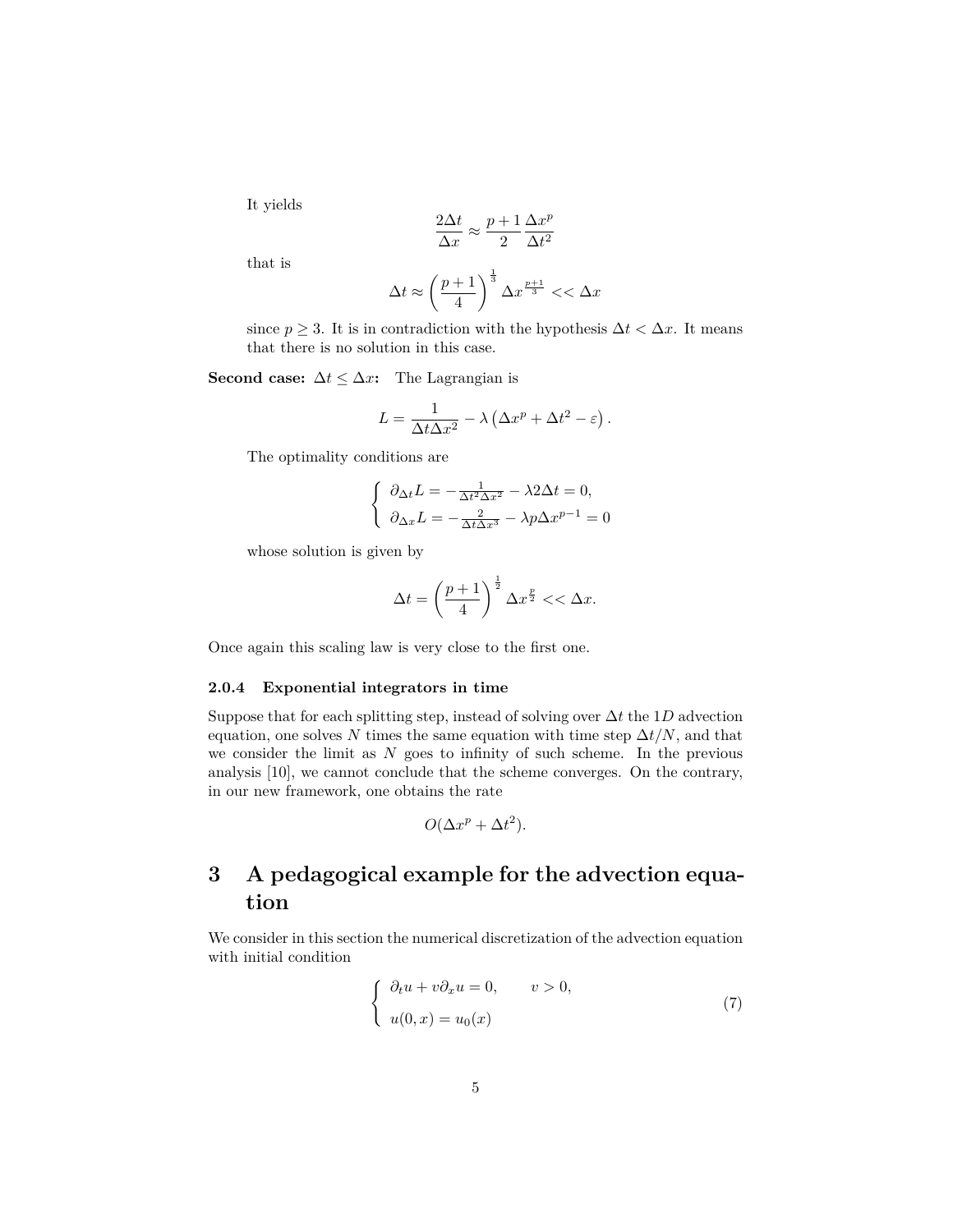It yields

$$\frac{2\Delta t}{\Delta x} \approx \frac{p+1}{2}\frac{\Delta x^p}{\Delta t^2}$$

that is

$$\Delta t \approx \left(\frac{p+1}{4}\right)^{\frac{1}{3}} \Delta x^{\frac{p+1}{3}} << \Delta x$$

since $p \geq 3$. It is in contradiction with the hypothesis $\Delta t < \Delta x$. It means that there is no solution in this case.

**Second case: $\Delta t \leq \Delta x$:** The Lagrangian is

$$L = \frac{1}{\Delta t \Delta x^2} - \lambda \left(\Delta x^p + \Delta t^2 - \varepsilon\right).$$

The optimality conditions are

$$\left\{ \begin{array}{l} \partial_{\Delta t} L = -\frac{1}{\Delta t^2 \Delta x^2} - \lambda 2\Delta t = 0, \\ \partial_{\Delta x} L = -\frac{2}{\Delta t \Delta x^3} - \lambda p \Delta x^{p-1} = 0 \end{array} \right.$$

whose solution is given by

$$\Delta t = \left(\frac{p+1}{4}\right)^{\frac{1}{2}} \Delta x^{\frac{p}{2}} << \Delta x.$$

Once again this scaling law is very close to the first one.

#### 2.0.4 Exponential integrators in time

Suppose that for each splitting step, instead of solving over $\Delta t$ the $1D$ advection equation, one solves $N$ times the same equation with time step $\Delta t/N$, and that we consider the limit as $N$ goes to infinity of such scheme. In the previous analysis [10], we cannot conclude that the scheme converges. On the contrary, in our new framework, one obtains the rate

$$O(\Delta x^p + \Delta t^2).$$

# 3 A pedagogical example for the advection equation

We consider in this section the numerical discretization of the advection equation with initial condition

$$\left\{ \begin{array}{ll} \partial_t u + v\partial_x u = 0, & v > 0, \\ u(0, x) = u_0(x) & \end{array} \right. \tag{7}$$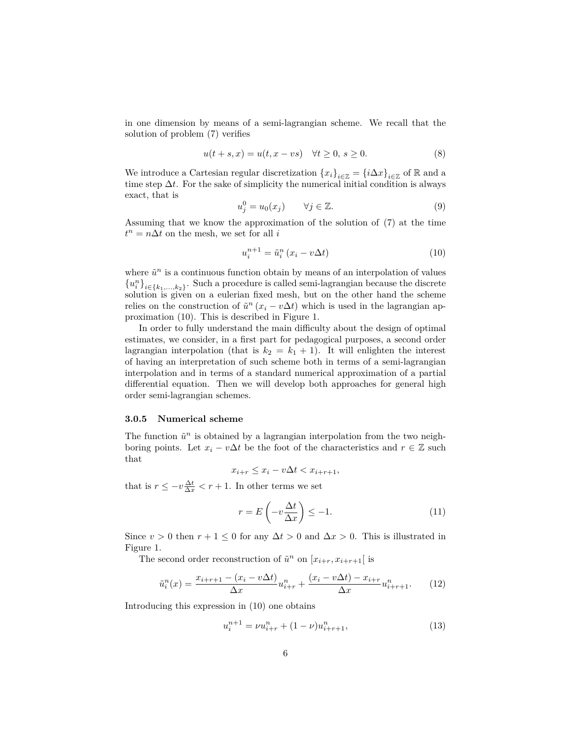in one dimension by means of a semi-lagrangian scheme. We recall that the solution of problem (7) verifies

$$u(t+s,x) = u(t, x - vs) \quad \forall t \geq 0,\ s \geq 0. \tag{8}$$

We introduce a Cartesian regular discretization $\{x_i\}_{i\in\mathbb{Z}} = \{i\Delta x\}_{i\in\mathbb{Z}}$ of $\mathbb{R}$ and a time step $\Delta t$. For the sake of simplicity the numerical initial condition is always exact, that is

$$u_j^0 = u_0(x_j) \qquad \forall j \in \mathbb{Z}. \tag{9}$$

Assuming that we know the approximation of the solution of (7) at the time $t^n = n\Delta t$ on the mesh, we set for all $i$

$$u_i^{n+1} = \tilde{u}_i^n \left(x_i - v\Delta t\right) \tag{10}$$

where $\tilde{u}^n$ is a continuous function obtain by means of an interpolation of values $\{u_i^n\}_{i\in\{k_1,\ldots,k_2\}}$. Such a procedure is called semi-lagrangian because the discrete solution is given on a eulerian fixed mesh, but on the other hand the scheme relies on the construction of $\tilde{u}^n\left(x_i - v\Delta t\right)$ which is used in the lagrangian approximation (10). This is described in Figure 1.

In order to fully understand the main difficulty about the design of optimal estimates, we consider, in a first part for pedagogical purposes, a second order lagrangian interpolation (that is $k_2 = k_1 + 1$). It will enlighten the interest of having an interpretation of such scheme both in terms of a semi-lagrangian interpolation and in terms of a standard numerical approximation of a partial differential equation. Then we will develop both approaches for general high order semi-lagrangian schemes.

### 3.0.5 Numerical scheme

The function $\tilde{u}^n$ is obtained by a lagrangian interpolation from the two neighboring points. Let $x_i - v\Delta t$ be the foot of the characteristics and $r \in \mathbb{Z}$ such that

$$x_{i+r} \leq x_i - v\Delta t < x_{i+r+1},$$

that is $r \leq -v\frac{\Delta t}{\Delta x} < r+1$. In other terms we set

$$r = E\left(-v\frac{\Delta t}{\Delta x}\right) \leq -1. \tag{11}$$

Since $v > 0$ then $r + 1 \leq 0$ for any $\Delta t > 0$ and $\Delta x > 0$. This is illustrated in Figure 1.

The second order reconstruction of $\tilde{u}^n$ on $[x_{i+r}, x_{i+r+1}[$ is

$$\tilde{u}_i^n(x) = \frac{x_{i+r+1} - (x_i - v\Delta t)}{\Delta x} u_{i+r}^n + \frac{(x_i - v\Delta t) - x_{i+r}}{\Delta x} u_{i+r+1}^n. \tag{12}$$

Introducing this expression in (10) one obtains

$$u_i^{n+1} = \nu u_{i+r}^n + (1-\nu) u_{i+r+1}^n, \tag{13}$$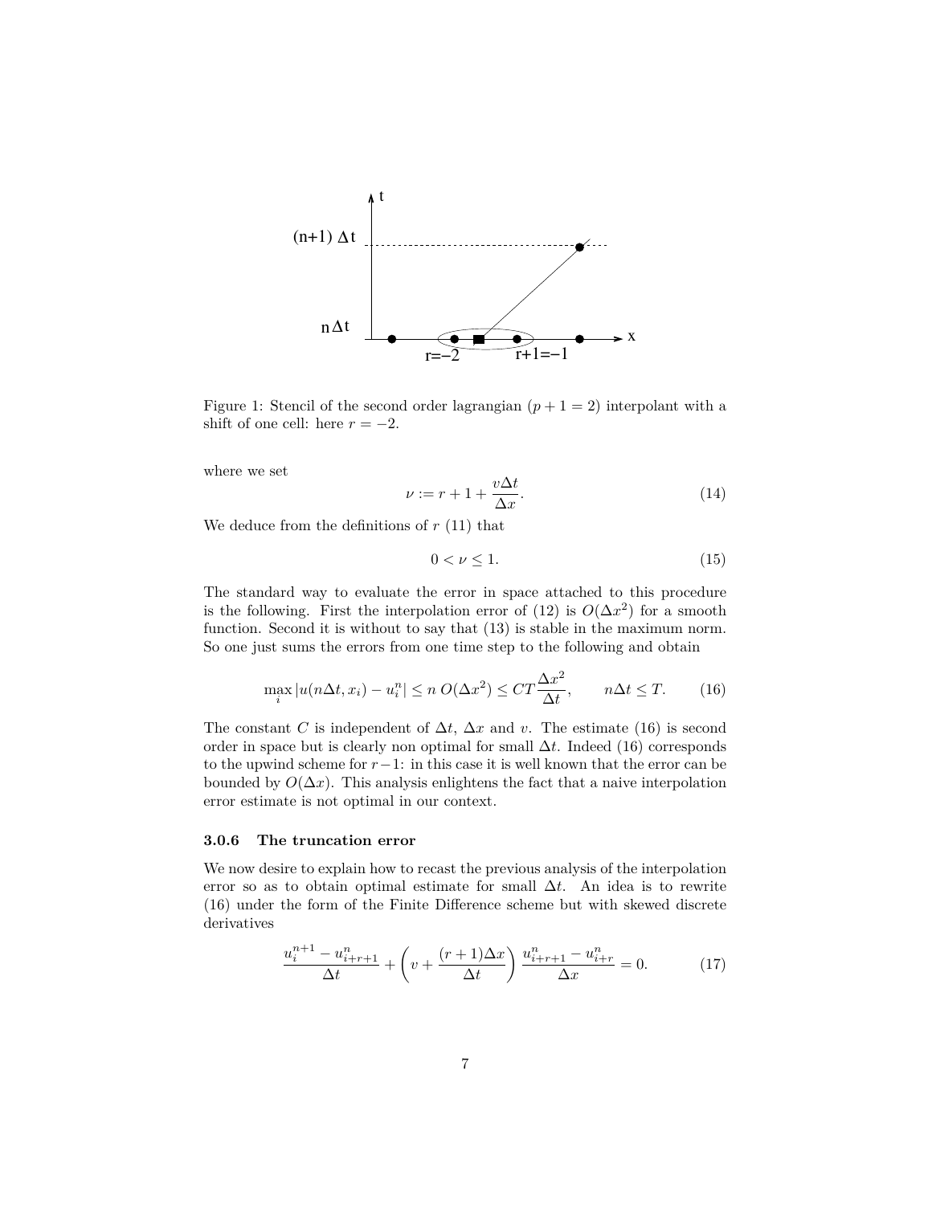Figure 1: Stencil of the second order lagrangian ($p+1=2$) interpolant with a shift of one cell: here $r=-2$.

where we set

$$\nu := r + 1 + \frac{v\Delta t}{\Delta x}. \tag{14}$$

We deduce from the definitions of $r$ (11) that

$$0 < \nu \leq 1. \tag{15}$$

The standard way to evaluate the error in space attached to this procedure is the following. First the interpolation error of (12) is $O(\Delta x^2)$ for a smooth function. Second it is without to say that (13) is stable in the maximum norm. So one just sums the errors from one time step to the following and obtain

$$\max_i |u(n\Delta t, x_i) - u_i^n| \leq n \, O(\Delta x^2) \leq CT\frac{\Delta x^2}{\Delta t}, \qquad n\Delta t \leq T. \tag{16}$$

The constant $C$ is independent of $\Delta t$, $\Delta x$ and $v$. The estimate (16) is second order in space but is clearly non optimal for small $\Delta t$. Indeed (16) corresponds to the upwind scheme for $r-1$: in this case it is well known that the error can be bounded by $O(\Delta x)$. This analysis enlightens the fact that a naive interpolation error estimate is not optimal in our context.

### 3.0.6 The truncation error

We now desire to explain how to recast the previous analysis of the interpolation error so as to obtain optimal estimate for small $\Delta t$. An idea is to rewrite (16) under the form of the Finite Difference scheme but with skewed discrete derivatives

$$\frac{u_i^{n+1} - u_{i+r+1}^n}{\Delta t} + \left( v + \frac{(r+1)\Delta x}{\Delta t} \right) \frac{u_{i+r+1}^n - u_{i+r}^n}{\Delta x} = 0. \tag{17}$$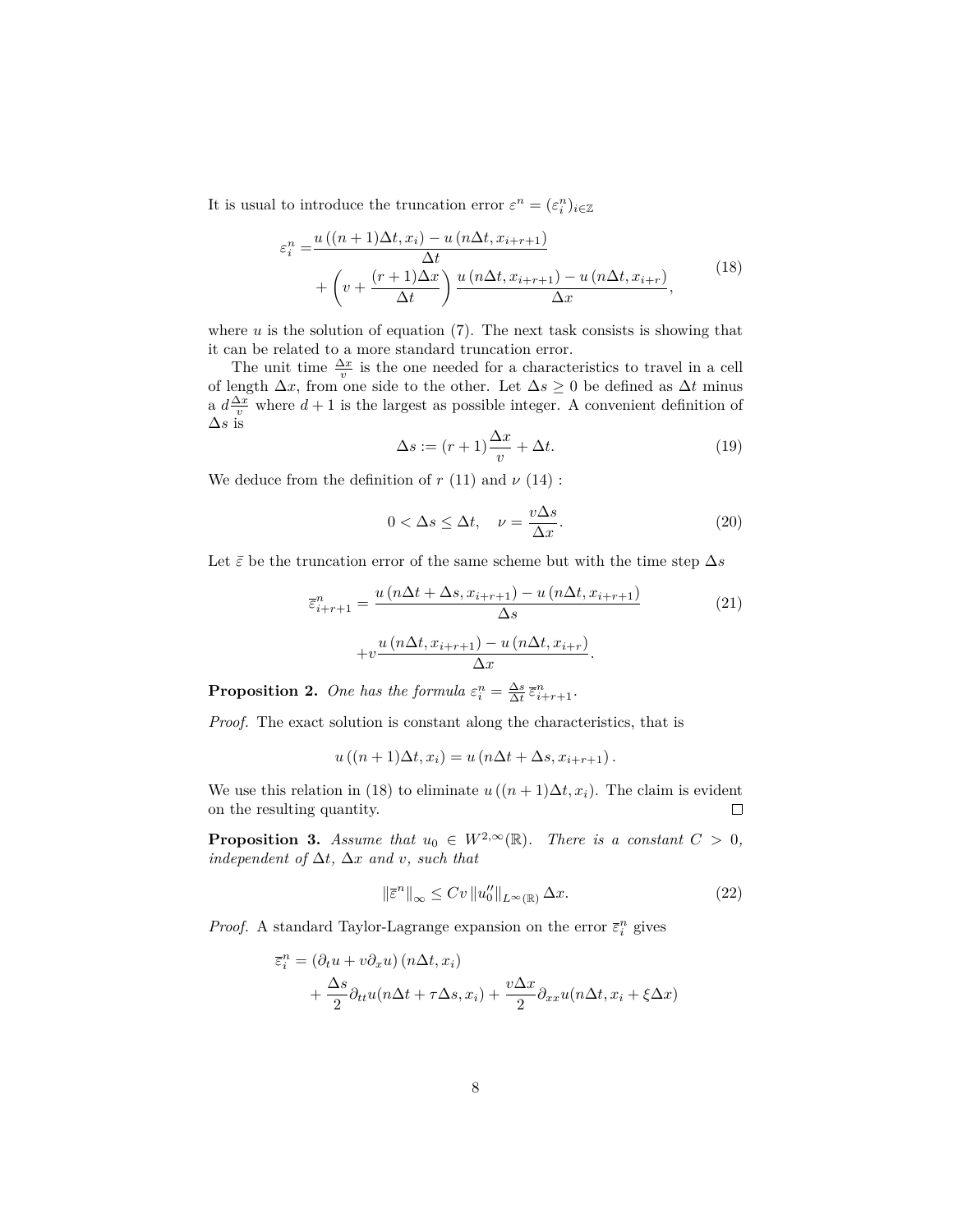It is usual to introduce the truncation error $\varepsilon^n = (\varepsilon_i^n)_{i\in\mathbb{Z}}$

$$
\begin{aligned}
\varepsilon_i^n =& \frac{u\left((n+1)\Delta t, x_i\right) - u\left(n\Delta t, x_{i+r+1}\right)}{\Delta t} \\
&+ \left(v + \frac{(r+1)\Delta x}{\Delta t}\right) \frac{u\left(n\Delta t, x_{i+r+1}\right) - u\left(n\Delta t, x_{i+r}\right)}{\Delta x},
\end{aligned}
\tag{18}
$$

where $u$ is the solution of equation (7). The next task consists is showing that it can be related to a more standard truncation error.

The unit time $\frac{\Delta x}{v}$ is the one needed for a characteristics to travel in a cell of length $\Delta x$, from one side to the other. Let $\Delta s \geq 0$ be defined as $\Delta t$ minus a $d\frac{\Delta x}{v}$ where $d+1$ is the largest as possible integer. A convenient definition of $\Delta s$ is

$$
\Delta s := (r+1)\frac{\Delta x}{v} + \Delta t. \tag{19}
$$

We deduce from the definition of $r$ (11) and $\nu$ (14) :

$$
0 < \Delta s \leq \Delta t, \quad \nu = \frac{v\Delta s}{\Delta x}. \tag{20}
$$

Let $\bar{\varepsilon}$ be the truncation error of the same scheme but with the time step $\Delta s$

$$
\begin{aligned}
\overline{\varepsilon}_{i+r+1}^n =& \frac{u\left(n\Delta t + \Delta s, x_{i+r+1}\right) - u\left(n\Delta t, x_{i+r+1}\right)}{\Delta s} \\
&+ v\frac{u\left(n\Delta t, x_{i+r+1}\right) - u\left(n\Delta t, x_{i+r}\right)}{\Delta x}.
\end{aligned}
\tag{21}
$$

**Proposition 2.** *One has the formula* $\varepsilon_i^n = \frac{\Delta s}{\Delta t}\,\overline{\varepsilon}_{i+r+1}^n$.

*Proof.* The exact solution is constant along the characteristics, that is

$$
u\left((n+1)\Delta t, x_i\right) = u\left(n\Delta t + \Delta s, x_{i+r+1}\right).
$$

We use this relation in (18) to eliminate $u\left((n+1)\Delta t, x_i\right)$. The claim is evident on the resulting quantity. $\square$

**Proposition 3.** *Assume that* $u_0 \in W^{2,\infty}(\mathbb{R})$. *There is a constant* $C > 0$, *independent of* $\Delta t$, $\Delta x$ *and* $v$, *such that*

$$
\left\|\overline{\varepsilon}^n\right\|_\infty \leq Cv \left\|u_0''\right\|_{L^\infty(\mathbb{R})} \Delta x. \tag{22}
$$

*Proof.* A standard Taylor-Lagrange expansion on the error $\overline{\varepsilon}_i^n$ gives

$$
\begin{aligned}
\overline{\varepsilon}_i^n =& \left(\partial_t u + v\partial_x u\right)\left(n\Delta t, x_i\right) \\
&+ \frac{\Delta s}{2}\partial_{tt}u(n\Delta t + \tau\Delta s, x_i) + \frac{v\Delta x}{2}\partial_{xx}u(n\Delta t, x_i + \xi\Delta x)
\end{aligned}
$$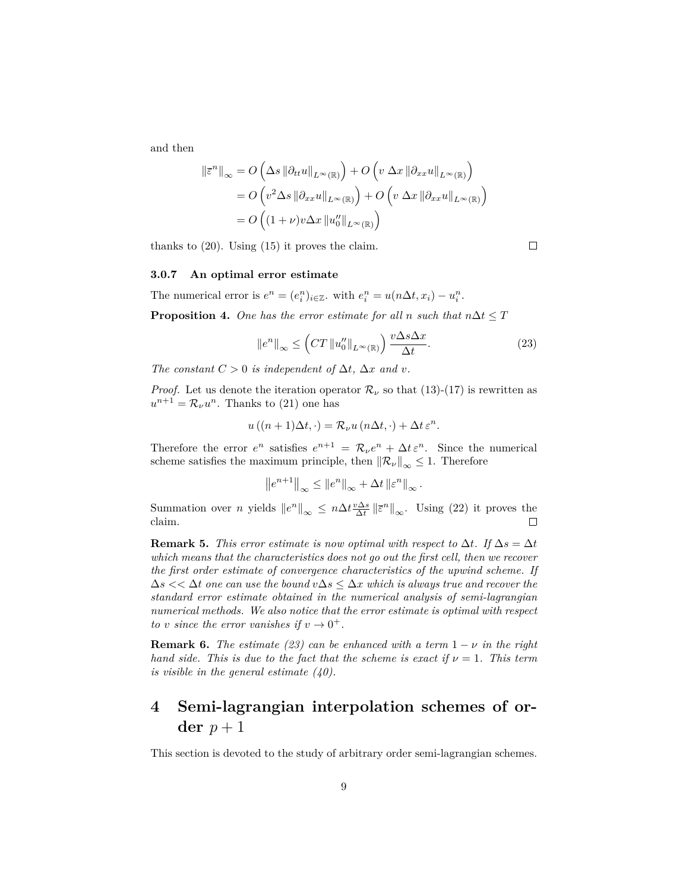and then

$$
\begin{aligned}
\|\overline{\varepsilon}^n\|_\infty &= O\left(\Delta s \,\|\partial_{tt} u\|_{L^\infty(\mathbb{R})}\right) + O\left(v \;\Delta x \,\|\partial_{xx} u\|_{L^\infty(\mathbb{R})}\right) \\
&= O\left(v^2 \Delta s \,\|\partial_{xx} u\|_{L^\infty(\mathbb{R})}\right) + O\left(v \;\Delta x \,\|\partial_{xx} u\|_{L^\infty(\mathbb{R})}\right) \\
&= O\left((1+\nu) v \Delta x \,\|u_0''\|_{L^\infty(\mathbb{R})}\right)
\end{aligned}
$$

thanks to (20). Using (15) it proves the claim. ☐

#### 3.0.7 An optimal error estimate

The numerical error is $e^n = (e_i^n)_{i\in\mathbb{Z}}$. with $e_i^n = u(n\Delta t, x_i) - u_i^n$.

**Proposition 4.** *One has the error estimate for all $n$ such that $n\Delta t \le T$*

$$
\|e^n\|_\infty \le \left( CT \,\|u_0''\|_{L^\infty(\mathbb{R})} \right) \frac{v \Delta s \Delta x}{\Delta t}. \tag{23}
$$

*The constant $C > 0$ is independent of $\Delta t$, $\Delta x$ and $v$.*

*Proof.* Let us denote the iteration operator $\mathcal{R}_\nu$ so that (13)-(17) is rewritten as $u^{n+1} = \mathcal{R}_\nu u^n$. Thanks to (21) one has

$$
u\left((n+1)\Delta t, \cdot\right) = \mathcal{R}_\nu u\left(n\Delta t, \cdot\right) + \Delta t \,\varepsilon^n.
$$

Therefore the error $e^n$ satisfies $e^{n+1} = \mathcal{R}_\nu e^n + \Delta t \,\varepsilon^n$. Since the numerical scheme satisfies the maximum principle, then $\|\mathcal{R}_\nu\|_\infty \le 1$. Therefore

$$
\left\|e^{n+1}\right\|_\infty \le \|e^n\|_\infty + \Delta t \,\|\varepsilon^n\|_\infty .
$$

Summation over $n$ yields $\|e^n\|_\infty \le n\Delta t \frac{v\Delta s}{\Delta t} \|\overline{\varepsilon}^n\|_\infty$. Using (22) it proves the claim. ☐

**Remark 5.** *This error estimate is now optimal with respect to $\Delta t$. If $\Delta s = \Delta t$ which means that the characteristics does not go out the first cell, then we recover the first order estimate of convergence characteristics of the upwind scheme. If $\Delta s << \Delta t$ one can use the bound $v\Delta s \le \Delta x$ which is always true and recover the standard error estimate obtained in the numerical analysis of semi-lagrangian numerical methods. We also notice that the error estimate is optimal with respect to $v$ since the error vanishes if $v \to 0^+$.*

**Remark 6.** *The estimate (23) can be enhanced with a term $1 - \nu$ in the right hand side. This is due to the fact that the scheme is exact if $\nu = 1$. This term is visible in the general estimate (40).*

# 4 Semi-lagrangian interpolation schemes of order $p + 1$

This section is devoted to the study of arbitrary order semi-lagrangian schemes.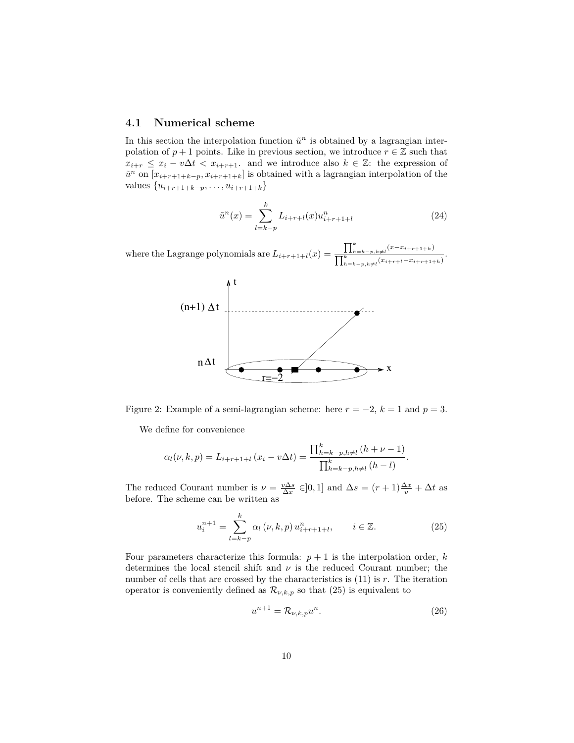### 4.1 Numerical scheme

In this section the interpolation function $\tilde{u}^n$ is obtained by a lagrangian interpolation of $p+1$ points. Like in previous section, we introduce $r \in \mathbb{Z}$ such that $x_{i+r} \leq x_i - v\Delta t < x_{i+r+1}$. and we introduce also $k \in \mathbb{Z}$: the expression of $\tilde{u}^n$ on $[x_{i+r+1+k-p}, x_{i+r+1+k}]$ is obtained with a lagrangian interpolation of the values $\{u_{i+r+1+k-p}, \ldots, u_{i+r+1+k}\}$

$$\tilde{u}^n(x) = \sum_{l=k-p}^{k} L_{i+r+l}(x) u^n_{i+r+1+l} \tag{24}$$

where the Lagrange polynomials are $L_{i+r+1+l}(x) = \frac{\prod_{h=k-p,h\neq l}^{k}(x - x_{i+r+1+h})}{\prod_{h=k-p,h\neq l}^{k}(x_{i+r+l} - x_{i+r+1+h})}$.

Figure 2: Example of a semi-lagrangian scheme: here $r = -2$, $k = 1$ and $p = 3$.

We define for convenience

$$\alpha_l(\nu, k, p) = L_{i+r+1+l}\left(x_i - v\Delta t\right) = \frac{\prod_{h=k-p,h\neq l}^{k}(h + \nu - 1)}{\prod_{h=k-p,h\neq l}^{k}(h - l)}.$$

The reduced Courant number is $\nu = \frac{v\Delta s}{\Delta x} \in ]0,1]$ and $\Delta s = (r+1)\frac{\Delta x}{v} + \Delta t$ as before. The scheme can be written as

$$u_i^{n+1} = \sum_{l=k-p}^{k} \alpha_l\left(\nu, k, p\right) u^n_{i+r+1+l}, \qquad i \in \mathbb{Z}. \tag{25}$$

Four parameters characterize this formula: $p+1$ is the interpolation order, $k$ determines the local stencil shift and $\nu$ is the reduced Courant number; the number of cells that are crossed by the characteristics is (11) is $r$. The iteration operator is conveniently defined as $\mathcal{R}_{\nu,k,p}$ so that (25) is equivalent to

$$u^{n+1} = \mathcal{R}_{\nu,k,p} u^n. \tag{26}$$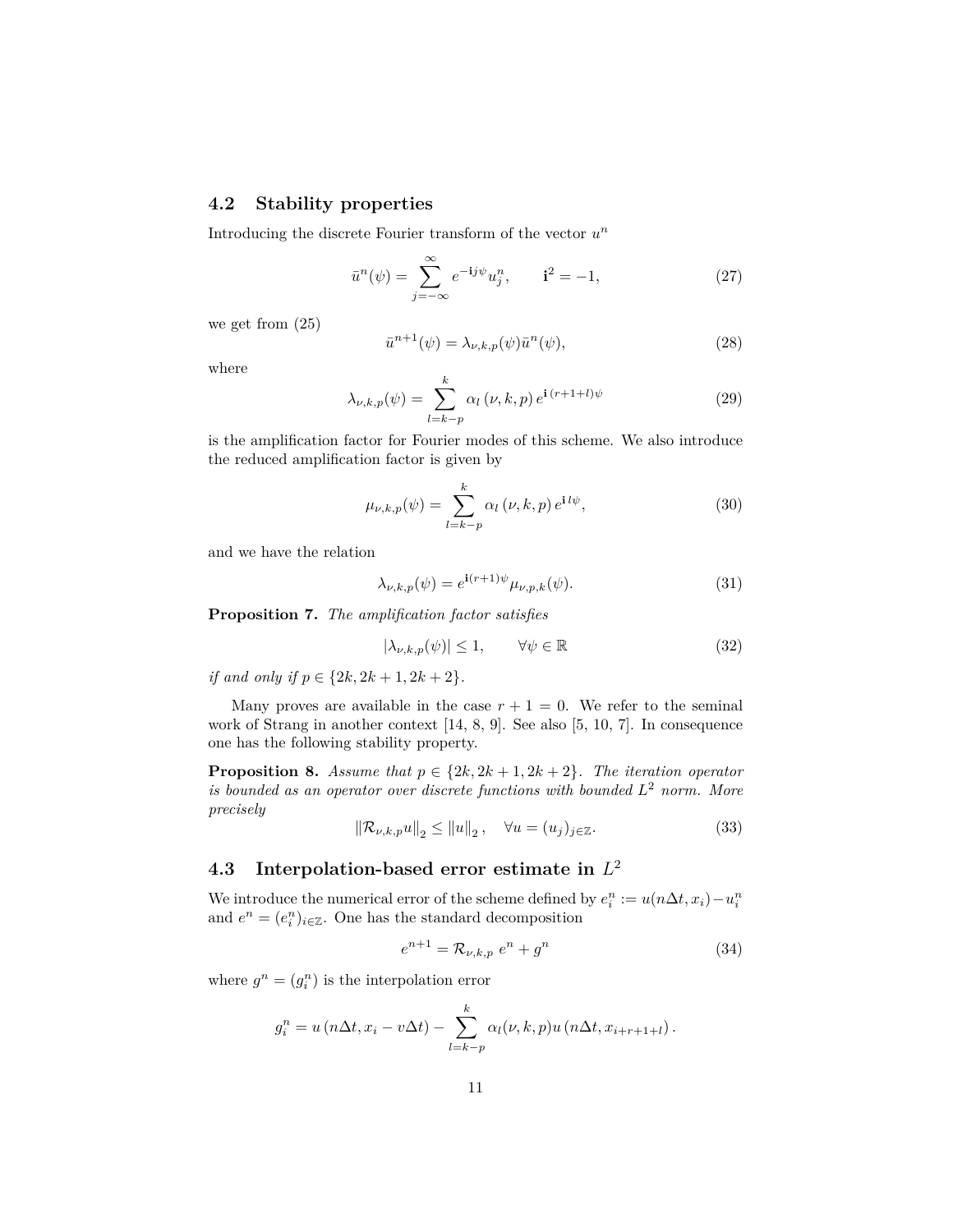## 4.2 Stability properties

Introducing the discrete Fourier transform of the vector $u^n$

$$\bar{u}^n(\psi) = \sum_{j=-\infty}^{\infty} e^{-\mathbf{i}j\psi} u_j^n, \qquad \mathbf{i}^2 = -1, \tag{27}$$

we get from (25)

$$\bar{u}^{n+1}(\psi) = \lambda_{\nu,k,p}(\psi)\bar{u}^n(\psi), \tag{28}$$

where

$$\lambda_{\nu,k,p}(\psi) = \sum_{l=k-p}^{k} \alpha_l\left(\nu, k, p\right) e^{\mathbf{i}\,(r+1+l)\psi} \tag{29}$$

is the amplification factor for Fourier modes of this scheme. We also introduce the reduced amplification factor is given by

$$\mu_{\nu,k,p}(\psi) = \sum_{l=k-p}^{k} \alpha_l\left(\nu, k, p\right) e^{\mathbf{i}\,l\psi}, \tag{30}$$

and we have the relation

$$\lambda_{\nu,k,p}(\psi) = e^{\mathbf{i}(r+1)\psi}\mu_{\nu,p,k}(\psi). \tag{31}$$

**Proposition 7.** *The amplification factor satisfies*

$$|\lambda_{\nu,k,p}(\psi)| \leq 1, \qquad \forall \psi \in \mathbb{R} \tag{32}$$

*if and only if* $p \in \{2k, 2k+1, 2k+2\}$.

Many proves are available in the case $r + 1 = 0$. We refer to the seminal work of Strang in another context [14, 8, 9]. See also [5, 10, 7]. In consequence one has the following stability property.

**Proposition 8.** *Assume that* $p \in \{2k, 2k+1, 2k+2\}$*. The iteration operator is bounded as an operator over discrete functions with bounded* $L^2$ *norm. More precisely*

$$\left\|\mathcal{R}_{\nu,k,p}u\right\|_2 \leq \left\|u\right\|_2, \quad \forall u = (u_j)_{j\in\mathbb{Z}}. \tag{33}$$

## 4.3 Interpolation-based error estimate in $L^2$

We introduce the numerical error of the scheme defined by $e_i^n := u(n\Delta t, x_i) - u_i^n$ and $e^n = (e_i^n)_{i\in\mathbb{Z}}$. One has the standard decomposition

$$e^{n+1} = \mathcal{R}_{\nu,k,p}\; e^n + g^n \tag{34}$$

where $g^n = (g_i^n)$ is the interpolation error

$$g_i^n = u\left(n\Delta t, x_i - v\Delta t\right) - \sum_{l=k-p}^{k} \alpha_l(\nu, k, p) u\left(n\Delta t, x_{i+r+1+l}\right).$$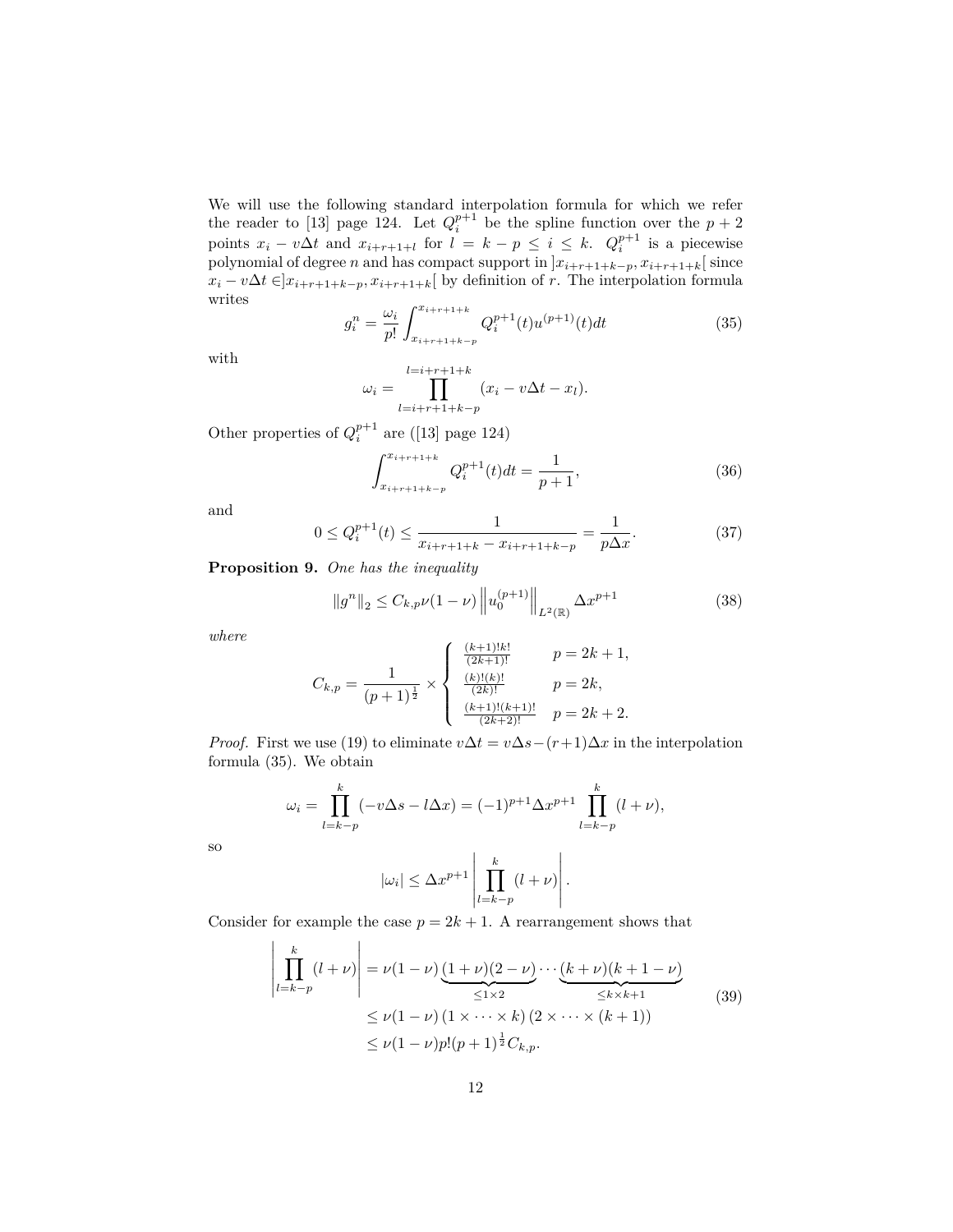We will use the following standard interpolation formula for which we refer the reader to [13] page 124. Let $Q_i^{p+1}$ be the spline function over the $p+2$ points $x_i - v\Delta t$ and $x_{i+r+1+l}$ for $l = k-p \leq i \leq k$. $Q_i^{p+1}$ is a piecewise polynomial of degree $n$ and has compact support in $]x_{i+r+1+k-p}, x_{i+r+1+k}[$ since $x_i - v\Delta t \in ]x_{i+r+1+k-p}, x_{i+r+1+k}[$ by definition of $r$. The interpolation formula writes

$$g_i^n = \frac{\omega_i}{p!} \int_{x_{i+r+1+k-p}}^{x_{i+r+1+k}} Q_i^{p+1}(t) u^{(p+1)}(t) dt \tag{35}$$

with

$$\omega_i = \prod_{l=i+r+1+k-p}^{l=i+r+1+k} (x_i - v\Delta t - x_l).$$

Other properties of $Q_i^{p+1}$ are ([13] page 124)

$$\int_{x_{i+r+1+k-p}}^{x_{i+r+1+k}} Q_i^{p+1}(t) dt = \frac{1}{p+1}, \tag{36}$$

and

$$0 \leq Q_i^{p+1}(t) \leq \frac{1}{x_{i+r+1+k} - x_{i+r+1+k-p}} = \frac{1}{p\Delta x}. \tag{37}$$

**Proposition 9.** *One has the inequality*

$$\|g^n\|_2 \leq C_{k,p} \nu(1-\nu) \left\| u_0^{(p+1)} \right\|_{L^2(\mathbb{R})} \Delta x^{p+1} \tag{38}$$

*where*

$$C_{k,p} = \frac{1}{(p+1)^{\frac{1}{2}}} \times \begin{cases} \frac{(k+1)!k!}{(2k+1)!} & p = 2k+1, \\ \frac{(k)!(k)!}{(2k)!} & p = 2k, \\ \frac{(k+1)!(k+1)!}{(2k+2)!} & p = 2k+2. \end{cases}$$

*Proof.* First we use (19) to eliminate $v\Delta t = v\Delta s - (r+1)\Delta x$ in the interpolation formula (35). We obtain

$$\omega_i = \prod_{l=k-p}^{k} (-v\Delta s - l\Delta x) = (-1)^{p+1} \Delta x^{p+1} \prod_{l=k-p}^{k} (l+\nu),$$

so

$$|\omega_i| \leq \Delta x^{p+1} \left| \prod_{l=k-p}^{k} (l+\nu) \right|.$$

Consider for example the case $p = 2k+1$. A rearrangement shows that

$$\begin{aligned} \left| \prod_{l=k-p}^{k} (l+\nu) \right| &= \nu(1-\nu) \underbrace{(1+\nu)(2-\nu)}_{\leq 1 \times 2} \cdots \underbrace{(k+\nu)(k+1-\nu)}_{\leq k \times k+1} \\ &\leq \nu(1-\nu) (1 \times \cdots \times k) (2 \times \cdots \times (k+1)) \\ &\leq \nu(1-\nu) p! (p+1)^{\frac{1}{2}} C_{k,p}. \end{aligned} \tag{39}$$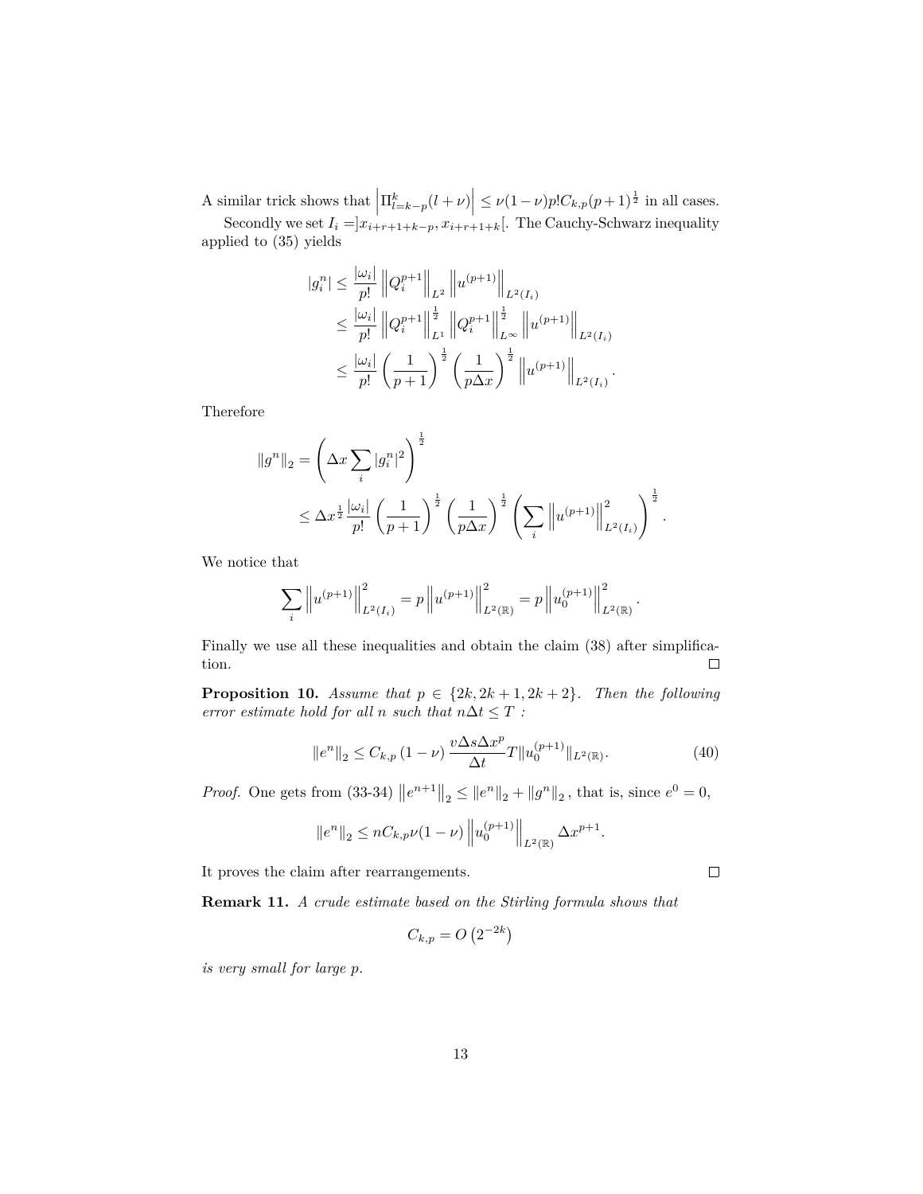A similar trick shows that $\left|\Pi_{l=k-p}^{k}(l+\nu)\right| \leq \nu(1-\nu)p!C_{k,p}(p+1)^{\frac{1}{2}}$ in all cases.

Secondly we set $I_i = ]x_{i+r+1+k-p}, x_{i+r+1+k}[$. The Cauchy-Schwarz inequality applied to (35) yields

$$
\begin{aligned}
|g_i^n| &\leq \frac{|\omega_i|}{p!} \left\| Q_i^{p+1} \right\|_{L^2} \left\| u^{(p+1)} \right\|_{L^2(I_i)} \\
&\leq \frac{|\omega_i|}{p!} \left\| Q_i^{p+1} \right\|_{L^1}^{\frac{1}{2}} \left\| Q_i^{p+1} \right\|_{L^\infty}^{\frac{1}{2}} \left\| u^{(p+1)} \right\|_{L^2(I_i)} \\
&\leq \frac{|\omega_i|}{p!} \left( \frac{1}{p+1} \right)^{\frac{1}{2}} \left( \frac{1}{p\Delta x} \right)^{\frac{1}{2}} \left\| u^{(p+1)} \right\|_{L^2(I_i)}.
\end{aligned}
$$

Therefore

$$
\begin{aligned}
\|g^n\|_2 &= \left( \Delta x \sum_i |g_i^n|^2 \right)^{\frac{1}{2}} \\
&\leq \Delta x^{\frac{1}{2}} \frac{|\omega_i|}{p!} \left( \frac{1}{p+1} \right)^{\frac{1}{2}} \left( \frac{1}{p\Delta x} \right)^{\frac{1}{2}} \left( \sum_i \left\| u^{(p+1)} \right\|_{L^2(I_i)}^2 \right)^{\frac{1}{2}}.
\end{aligned}
$$

We notice that

$$
\sum_i \left\| u^{(p+1)} \right\|_{L^2(I_i)}^2 = p \left\| u^{(p+1)} \right\|_{L^2(\mathbb{R})}^2 = p \left\| u_0^{(p+1)} \right\|_{L^2(\mathbb{R})}^2.
$$

Finally we use all these inequalities and obtain the claim (38) after simplification. $\square$

**Proposition 10.** *Assume that $p \in \{2k, 2k+1, 2k+2\}$. Then the following error estimate hold for all $n$ such that $n\Delta t \leq T$ :*

$$
\|e^n\|_2 \leq C_{k,p} (1-\nu) \frac{v \Delta s \Delta x^p}{\Delta t} T \|u_0^{(p+1)}\|_{L^2(\mathbb{R})}. \tag{40}
$$

*Proof.* One gets from (33-34) $\left\| e^{n+1} \right\|_2 \leq \|e^n\|_2 + \|g^n\|_2$, that is, since $e^0 = 0$,

$$
\|e^n\|_2 \leq n C_{k,p} \nu (1-\nu) \left\| u_0^{(p+1)} \right\|_{L^2(\mathbb{R})} \Delta x^{p+1}.
$$

It proves the claim after rearrangements. $\square$

**Remark 11.** *A crude estimate based on the Stirling formula shows that*

$$
C_{k,p} = O\left(2^{-2k}\right)
$$

*is very small for large $p$.*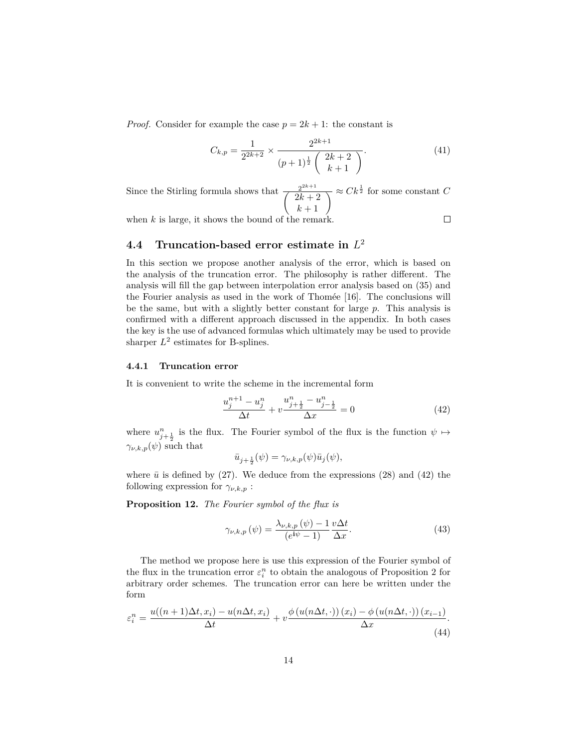*Proof.* Consider for example the case $p = 2k+1$: the constant is

$$C_{k,p} = \frac{1}{2^{2k+2}} \times \frac{2^{2k+1}}{(p+1)^{\frac{1}{2}} \begin{pmatrix} 2k+2 \\ k+1 \end{pmatrix}}. \tag{41}$$

Since the Stirling formula shows that $\frac{2^{2k+1}}{\begin{pmatrix} 2k+2 \\ k+1 \end{pmatrix}} \approx C k^{\frac{1}{2}}$ for some constant $C$ when $k$ is large, it shows the bound of the remark. □

## 4.4 Truncation-based error estimate in $L^2$

In this section we propose another analysis of the error, which is based on the analysis of the truncation error. The philosophy is rather different. The analysis will fill the gap between interpolation error analysis based on (35) and the Fourier analysis as used in the work of Thomée [16]. The conclusions will be the same, but with a slightly better constant for large $p$. This analysis is confirmed with a different approach discussed in the appendix. In both cases the key is the use of advanced formulas which ultimately may be used to provide sharper $L^2$ estimates for B-splines.

### 4.4.1 Truncation error

It is convenient to write the scheme in the incremental form

$$\frac{u_j^{n+1} - u_j^n}{\Delta t} + v \frac{u_{j+\frac{1}{2}}^n - u_{j-\frac{1}{2}}^n}{\Delta x} = 0 \tag{42}$$

where $u_{j+\frac{1}{2}}^n$ is the flux. The Fourier symbol of the flux is the function $\psi \mapsto \gamma_{\nu,k,p}(\psi)$ such that

$$\bar{u}_{j+\frac{1}{2}}(\psi) = \gamma_{\nu,k,p}(\psi) \bar{u}_j(\psi),$$

where $\bar{u}$ is defined by (27). We deduce from the expressions (28) and (42) the following expression for $\gamma_{\nu,k,p}$ :

**Proposition 12.** *The Fourier symbol of the flux is*

$$\gamma_{\nu,k,p}(\psi) = \frac{\lambda_{\nu,k,p}(\psi) - 1}{(e^{\mathbf{i}\psi} - 1)} \frac{v \Delta t}{\Delta x}. \tag{43}$$

The method we propose here is use this expression of the Fourier symbol of the flux in the truncation error $\varepsilon_i^n$ to obtain the analogous of Proposition 2 for arbitrary order schemes. The truncation error can here be written under the form

$$\varepsilon_i^n = \frac{u((n+1)\Delta t, x_i) - u(n\Delta t, x_i)}{\Delta t} + v \frac{\phi\left(u(n\Delta t, \cdot)\right)(x_i) - \phi\left(u(n\Delta t, \cdot)\right)(x_{i-1})}{\Delta x}. \tag{44}$$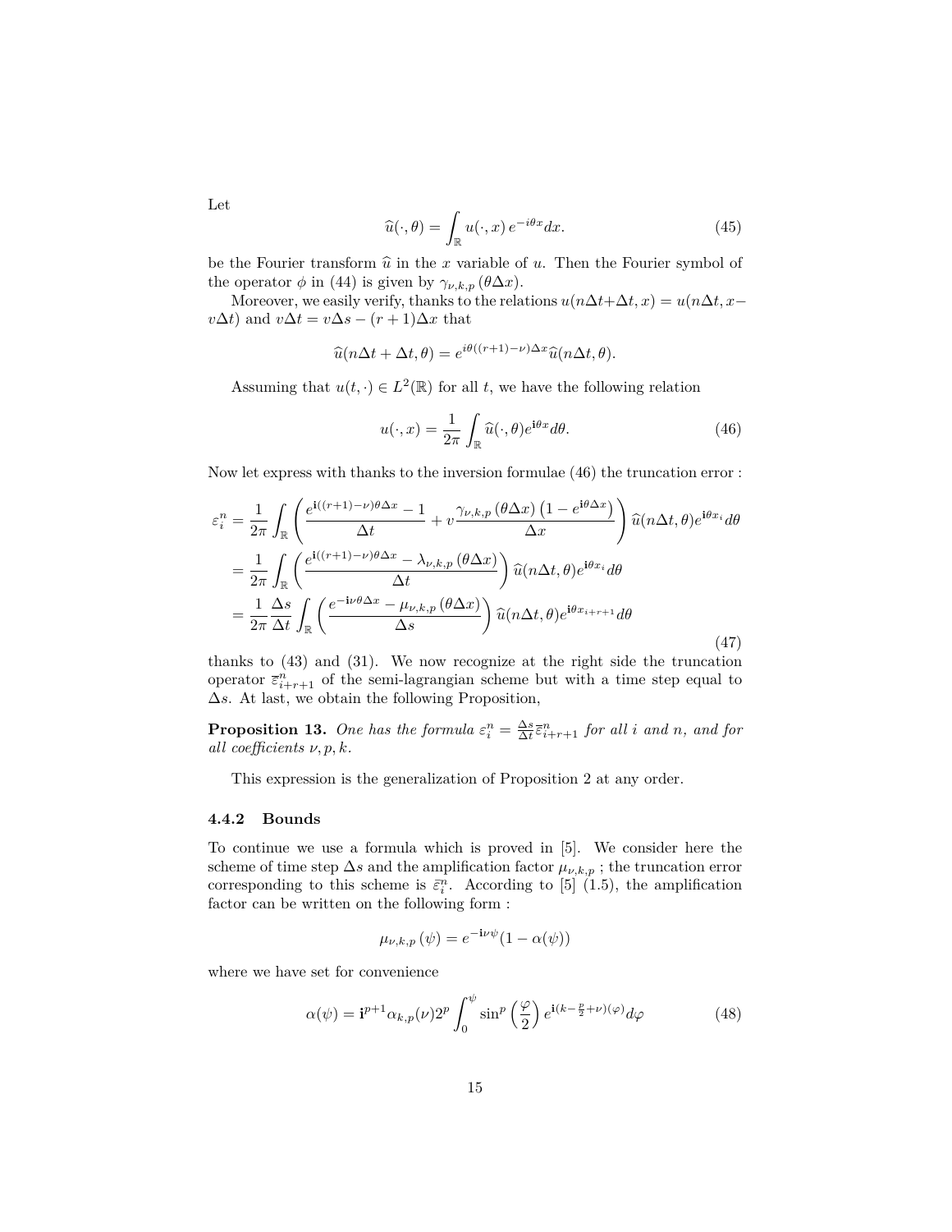Let

$$\widehat{u}(\cdot,\theta) = \int_{\mathbb{R}} u(\cdot,x)\, e^{-i\theta x} dx. \tag{45}$$

be the Fourier transform $\widehat{u}$ in the $x$ variable of $u$. Then the Fourier symbol of the operator $\phi$ in (44) is given by $\gamma_{\nu,k,p}(\theta\Delta x)$.

Moreover, we easily verify, thanks to the relations $u(n\Delta t+\Delta t, x) = u(n\Delta t, x - v\Delta t)$ and $v\Delta t = v\Delta s - (r+1)\Delta x$ that

$$\widehat{u}(n\Delta t + \Delta t, \theta) = e^{i\theta((r+1)-\nu)\Delta x}\widehat{u}(n\Delta t, \theta).$$

Assuming that $u(t,\cdot) \in L^2(\mathbb{R})$ for all $t$, we have the following relation

$$u(\cdot,x) = \frac{1}{2\pi}\int_{\mathbb{R}} \widehat{u}(\cdot,\theta) e^{\mathbf{i}\theta x} d\theta. \tag{46}$$

Now let express with thanks to the inversion formulae (46) the truncation error :

$$\begin{aligned}
\varepsilon_i^n &= \frac{1}{2\pi}\int_{\mathbb{R}} \left( \frac{e^{\mathbf{i}((r+1)-\nu)\theta\Delta x} - 1}{\Delta t} + v\frac{\gamma_{\nu,k,p}(\theta\Delta x)\left(1 - e^{\mathbf{i}\theta\Delta x}\right)}{\Delta x} \right) \widehat{u}(n\Delta t,\theta) e^{\mathbf{i}\theta x_i} d\theta \\
&= \frac{1}{2\pi}\int_{\mathbb{R}} \left( \frac{e^{\mathbf{i}((r+1)-\nu)\theta\Delta x} - \lambda_{\nu,k,p}(\theta\Delta x)}{\Delta t} \right) \widehat{u}(n\Delta t,\theta) e^{\mathbf{i}\theta x_i} d\theta \\
&= \frac{1}{2\pi}\frac{\Delta s}{\Delta t}\int_{\mathbb{R}} \left( \frac{e^{-\mathbf{i}\nu\theta\Delta x} - \mu_{\nu,k,p}(\theta\Delta x)}{\Delta s} \right) \widehat{u}(n\Delta t,\theta) e^{\mathbf{i}\theta x_{i+r+1}} d\theta
\end{aligned} \tag{47}$$

thanks to (43) and (31). We now recognize at the right side the truncation operator $\overline{\varepsilon}_{i+r+1}^n$ of the semi-lagrangian scheme but with a time step equal to $\Delta s$. At last, we obtain the following Proposition,

**Proposition 13.** *One has the formula* $\varepsilon_i^n = \frac{\Delta s}{\Delta t}\overline{\varepsilon}_{i+r+1}^n$ *for all* $i$ *and* $n$*, and for all coefficients* $\nu, p, k$*.*

This expression is the generalization of Proposition 2 at any order.

### 4.4.2 Bounds

To continue we use a formula which is proved in [5]. We consider here the scheme of time step $\Delta s$ and the amplification factor $\mu_{\nu,k,p}$ ; the truncation error corresponding to this scheme is $\bar{\varepsilon}_i^n$. According to [5] (1.5), the amplification factor can be written on the following form :

$$\mu_{\nu,k,p}(\psi) = e^{-\mathbf{i}\nu\psi}(1 - \alpha(\psi))$$

where we have set for convenience

$$\alpha(\psi) = \mathbf{i}^{p+1}\alpha_{k,p}(\nu)2^p \int_0^{\psi} \sin^p\left(\frac{\varphi}{2}\right) e^{\mathbf{i}(k-\frac{p}{2}+\nu)(\varphi)} d\varphi \tag{48}$$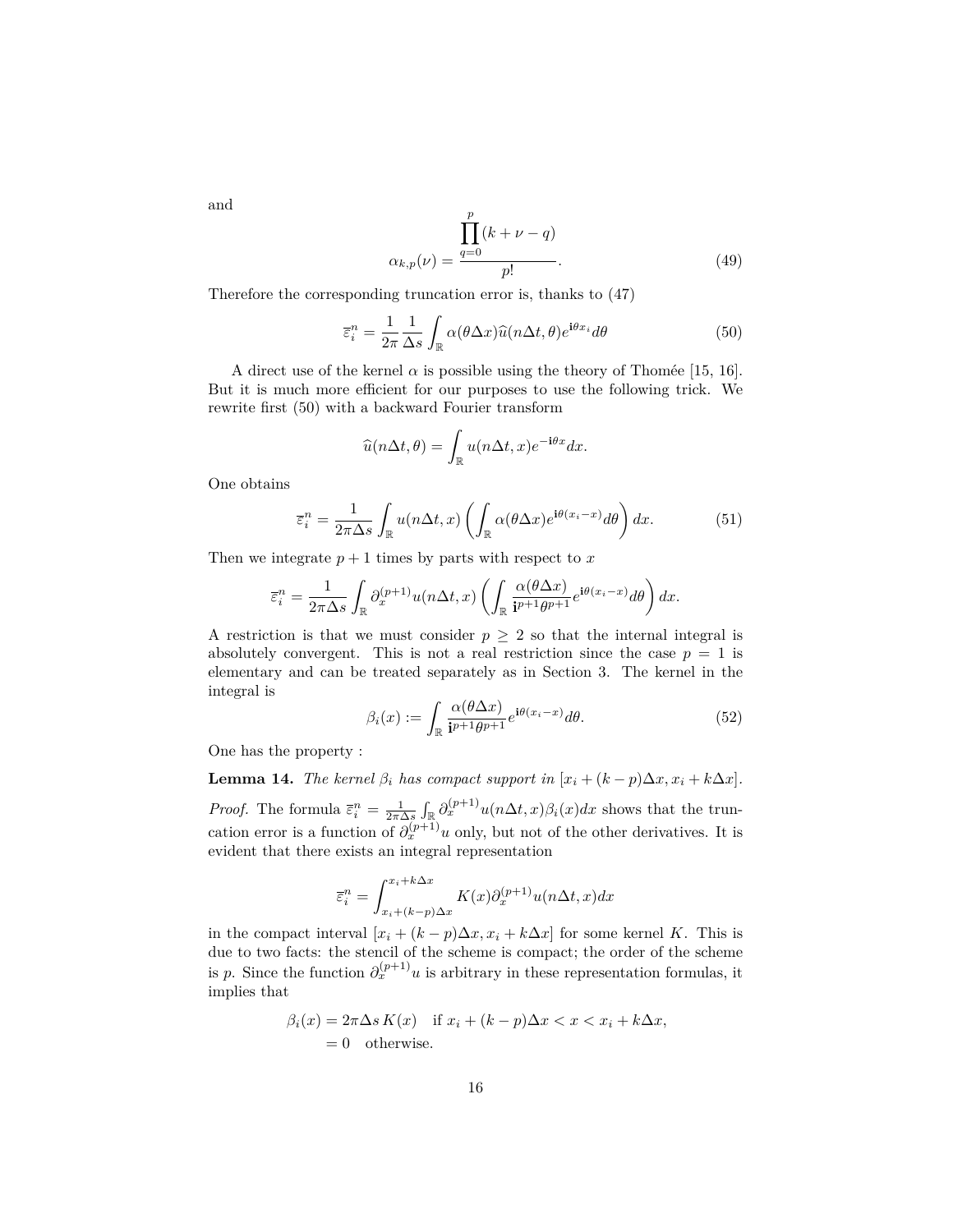and

$$
\alpha_{k,p}(\nu) = \frac{\prod_{q=0}^{p}(k+\nu-q)}{p!}. \tag{49}
$$

Therefore the corresponding truncation error is, thanks to (47)

$$
\overline{\varepsilon}_i^n = \frac{1}{2\pi}\frac{1}{\Delta s}\int_{\mathbb{R}} \alpha(\theta\Delta x)\widehat{u}(n\Delta t,\theta)e^{\mathbf{i}\theta x_i}d\theta \tag{50}
$$

A direct use of the kernel $\alpha$ is possible using the theory of Thomée [15, 16]. But it is much more efficient for our purposes to use the following trick. We rewrite first (50) with a backward Fourier transform

$$
\widehat{u}(n\Delta t,\theta) = \int_{\mathbb{R}} u(n\Delta t, x)e^{-\mathbf{i}\theta x}dx.
$$

One obtains

$$
\overline{\varepsilon}_i^n = \frac{1}{2\pi\Delta s}\int_{\mathbb{R}} u(n\Delta t,x)\left(\int_{\mathbb{R}}\alpha(\theta\Delta x)e^{\mathbf{i}\theta(x_i-x)}d\theta\right)dx. \tag{51}
$$

Then we integrate $p+1$ times by parts with respect to $x$

$$
\overline{\varepsilon}_i^n = \frac{1}{2\pi\Delta s}\int_{\mathbb{R}} \partial_x^{(p+1)}u(n\Delta t,x)\left(\int_{\mathbb{R}}\frac{\alpha(\theta\Delta x)}{\mathbf{i}^{p+1}\theta^{p+1}}e^{\mathbf{i}\theta(x_i-x)}d\theta\right)dx.
$$

A restriction is that we must consider $p \geq 2$ so that the internal integral is absolutely convergent. This is not a real restriction since the case $p = 1$ is elementary and can be treated separately as in Section 3. The kernel in the integral is

$$
\beta_i(x) := \int_{\mathbb{R}} \frac{\alpha(\theta\Delta x)}{\mathbf{i}^{p+1}\theta^{p+1}}e^{\mathbf{i}\theta(x_i-x)}d\theta. \tag{52}
$$

One has the property :

**Lemma 14.** *The kernel $\beta_i$ has compact support in $[x_i+(k-p)\Delta x, x_i+k\Delta x]$.*

*Proof.* The formula $\overline{\varepsilon}_i^n = \frac{1}{2\pi\Delta s}\int_{\mathbb{R}}\partial_x^{(p+1)}u(n\Delta t,x)\beta_i(x)dx$ shows that the truncation error is a function of $\partial_x^{(p+1)}u$ only, but not of the other derivatives. It is evident that there exists an integral representation

$$
\overline{\varepsilon}_i^n = \int_{x_i+(k-p)\Delta x}^{x_i+k\Delta x} K(x)\partial_x^{(p+1)}u(n\Delta t,x)dx
$$

in the compact interval $[x_i+(k-p)\Delta x, x_i+k\Delta x]$ for some kernel $K$. This is due to two facts: the stencil of the scheme is compact; the order of the scheme is $p$. Since the function $\partial_x^{(p+1)}u$ is arbitrary in these representation formulas, it implies that

$$
\begin{aligned}
\beta_i(x) &= 2\pi\Delta s\, K(x) \quad \text{if } x_i+(k-p)\Delta x < x < x_i+k\Delta x, \\
&= 0 \quad \text{otherwise.}
\end{aligned}
$$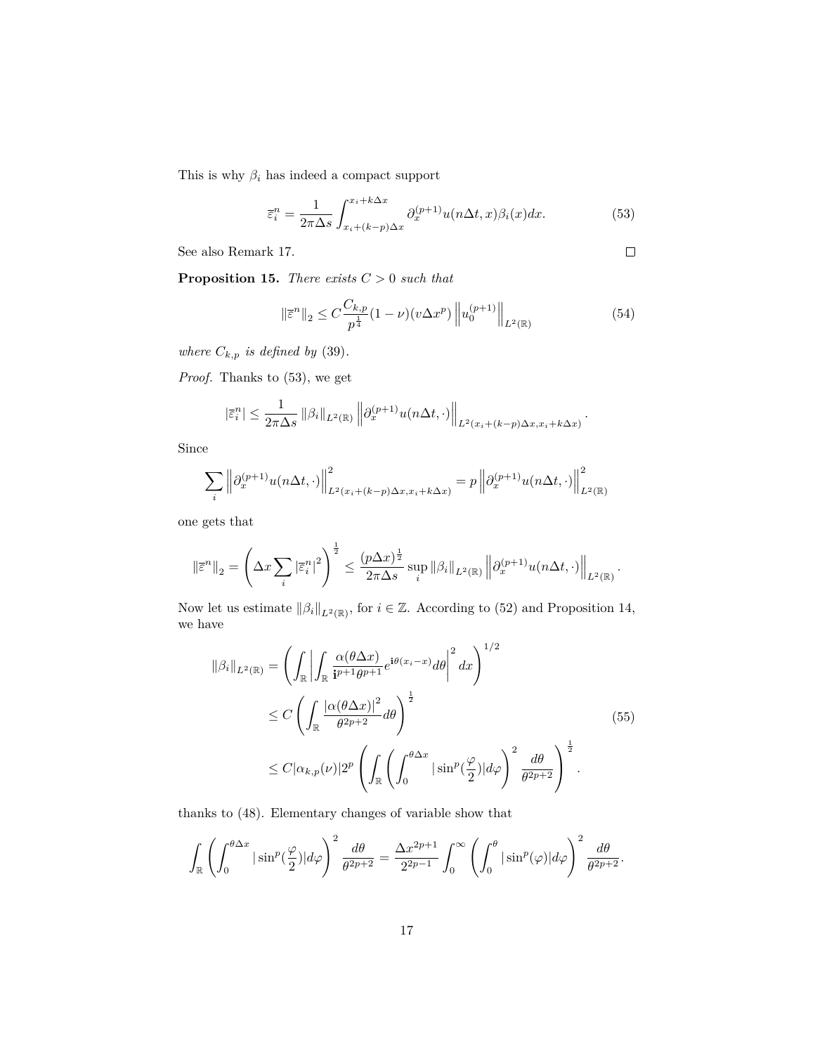This is why $\beta_i$ has indeed a compact support

$$\overline{\varepsilon}_i^n = \frac{1}{2\pi\Delta s}\int_{x_i+(k-p)\Delta x}^{x_i+k\Delta x} \partial_x^{(p+1)} u(n\Delta t, x)\beta_i(x)dx. \tag{53}$$

See also Remark 17. $\square$

**Proposition 15.** *There exists $C>0$ such that*

$$\|\overline{\varepsilon}^n\|_2 \le C\frac{C_{k,p}}{p^{\frac{1}{4}}}(1-\nu)(v\Delta x^p)\left\|u_0^{(p+1)}\right\|_{L^2(\mathbb{R})} \tag{54}$$

*where $C_{k,p}$ is defined by* (39).

*Proof.* Thanks to (53), we get

$$|\overline{\varepsilon}_i^n| \le \frac{1}{2\pi\Delta s}\|\beta_i\|_{L^2(\mathbb{R})}\left\|\partial_x^{(p+1)}u(n\Delta t,\cdot)\right\|_{L^2(x_i+(k-p)\Delta x, x_i+k\Delta x)}.$$

Since

$$\sum_i \left\|\partial_x^{(p+1)}u(n\Delta t,\cdot)\right\|^2_{L^2(x_i+(k-p)\Delta x, x_i+k\Delta x)} = p\left\|\partial_x^{(p+1)}u(n\Delta t,\cdot)\right\|^2_{L^2(\mathbb{R})}$$

one gets that

$$\|\overline{\varepsilon}^n\|_2 = \left(\Delta x\sum_i |\overline{\varepsilon}_i^n|^2\right)^{\frac{1}{2}} \le \frac{(p\Delta x)^{\frac{1}{2}}}{2\pi\Delta s}\sup_i \|\beta_i\|_{L^2(\mathbb{R})}\left\|\partial_x^{(p+1)}u(n\Delta t,\cdot)\right\|_{L^2(\mathbb{R})}.$$

Now let us estimate $\|\beta_i\|_{L^2(\mathbb{R})}$, for $i\in\mathbb{Z}$. According to (52) and Proposition 14, we have

$$\begin{aligned}
\|\beta_i\|_{L^2(\mathbb{R})} &= \left(\int_{\mathbb{R}}\left|\int_{\mathbb{R}}\frac{\alpha(\theta\Delta x)}{\mathbf{i}^{p+1}\theta^{p+1}}e^{\mathbf{i}\theta(x_i-x)}d\theta\right|^2 dx\right)^{1/2} \\
&\le C\left(\int_{\mathbb{R}}\frac{|\alpha(\theta\Delta x)|^2}{\theta^{2p+2}}d\theta\right)^{\frac{1}{2}} \\
&\le C|\alpha_{k,p}(\nu)|2^p\left(\int_{\mathbb{R}}\left(\int_0^{\theta\Delta x}|\sin^p(\frac{\varphi}{2})|d\varphi\right)^2\frac{d\theta}{\theta^{2p+2}}\right)^{\frac{1}{2}}.
\end{aligned} \tag{55}$$

thanks to (48). Elementary changes of variable show that

$$\int_{\mathbb{R}}\left(\int_0^{\theta\Delta x}|\sin^p(\frac{\varphi}{2})|d\varphi\right)^2\frac{d\theta}{\theta^{2p+2}} = \frac{\Delta x^{2p+1}}{2^{2p-1}}\int_0^\infty\left(\int_0^\theta|\sin^p(\varphi)|d\varphi\right)^2\frac{d\theta}{\theta^{2p+2}}.$$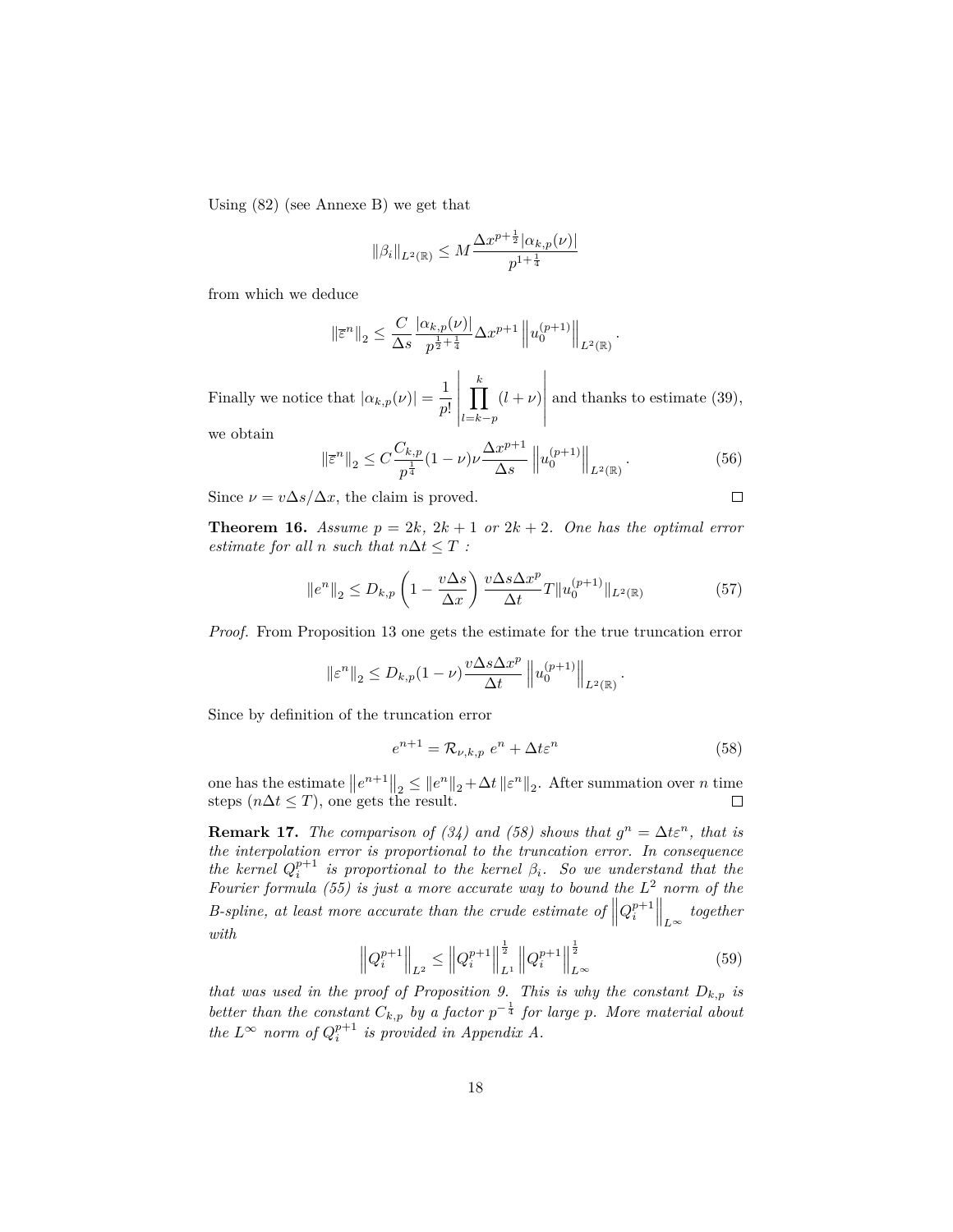Using (82) (see Annexe B) we get that

$$\|\beta_i\|_{L^2(\mathbb{R})} \leq M \frac{\Delta x^{p+\frac{1}{2}} |\alpha_{k,p}(\nu)|}{p^{1+\frac{1}{4}}}$$

from which we deduce

$$\|\overline{\varepsilon}^n\|_2 \leq \frac{C}{\Delta s} \frac{|\alpha_{k,p}(\nu)|}{p^{\frac{1}{2}+\frac{1}{4}}} \Delta x^{p+1} \left\| u_0^{(p+1)} \right\|_{L^2(\mathbb{R})}.$$

Finally we notice that $|\alpha_{k,p}(\nu)| = \dfrac{1}{p!} \left| \displaystyle\prod_{l=k-p}^{k} (l+\nu) \right|$ and thanks to estimate (39), we obtain

$$\|\overline{\varepsilon}^n\|_2 \leq C \frac{C_{k,p}}{p^{\frac{1}{4}}} (1-\nu)\nu \frac{\Delta x^{p+1}}{\Delta s} \left\| u_0^{(p+1)} \right\|_{L^2(\mathbb{R})}. \tag{56}$$

Since $\nu = v\Delta s/\Delta x$, the claim is proved. $\square$

**Theorem 16.** *Assume $p = 2k$, $2k+1$ or $2k+2$. One has the optimal error estimate for all $n$ such that $n\Delta t \leq T$ :*

$$\|e^n\|_2 \leq D_{k,p} \left(1 - \frac{v\Delta s}{\Delta x}\right) \frac{v\Delta s \Delta x^p}{\Delta t} T \|u_0^{(p+1)}\|_{L^2(\mathbb{R})} \tag{57}$$

*Proof.* From Proposition 13 one gets the estimate for the true truncation error

$$\|\varepsilon^n\|_2 \leq D_{k,p}(1-\nu) \frac{v\Delta s \Delta x^p}{\Delta t} \left\| u_0^{(p+1)} \right\|_{L^2(\mathbb{R})}.$$

Since by definition of the truncation error

$$e^{n+1} = \mathcal{R}_{\nu,k,p}\ e^n + \Delta t \varepsilon^n \tag{58}$$

one has the estimate $\left\|e^{n+1}\right\|_2 \leq \|e^n\|_2 + \Delta t \|\varepsilon^n\|_2$. After summation over $n$ time steps ($n\Delta t \leq T$), one gets the result. $\square$

**Remark 17.** *The comparison of (34) and (58) shows that $g^n = \Delta t \varepsilon^n$, that is the interpolation error is proportional to the truncation error. In consequence the kernel $Q_i^{p+1}$ is proportional to the kernel $\beta_i$. So we understand that the Fourier formula (55) is just a more accurate way to bound the $L^2$ norm of the B-spline, at least more accurate than the crude estimate of $\left\|Q_i^{p+1}\right\|_{L^\infty}$ together with*

$$\left\|Q_i^{p+1}\right\|_{L^2} \leq \left\|Q_i^{p+1}\right\|_{L^1}^{\frac{1}{2}} \left\|Q_i^{p+1}\right\|_{L^\infty}^{\frac{1}{2}} \tag{59}$$

*that was used in the proof of Proposition 9. This is why the constant $D_{k,p}$ is better than the constant $C_{k,p}$ by a factor $p^{-\frac{1}{4}}$ for large $p$. More material about the $L^\infty$ norm of $Q_i^{p+1}$ is provided in Appendix A.*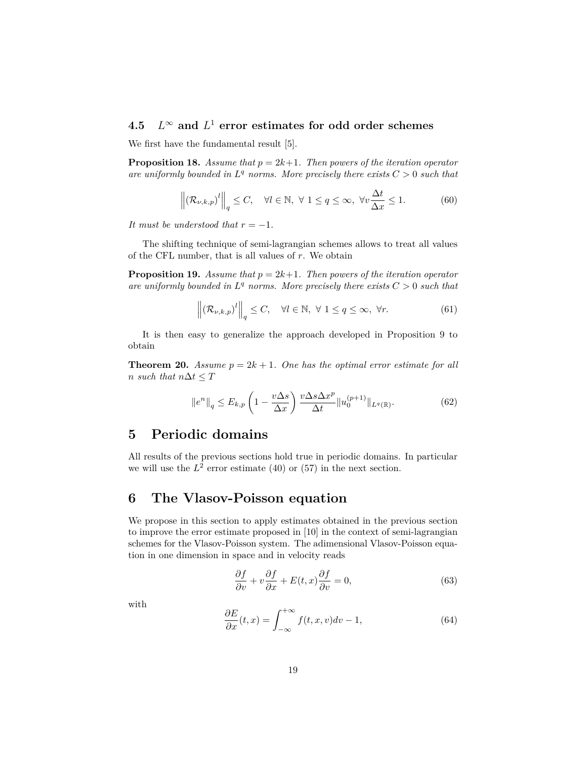### 4.5 $L^\infty$ and $L^1$ error estimates for odd order schemes

We first have the fundamental result [5].

**Proposition 18.** *Assume that $p = 2k+1$. Then powers of the iteration operator are uniformly bounded in $L^q$ norms. More precisely there exists $C > 0$ such that*

$$\left\| \left(\mathcal{R}_{\nu,k,p}\right)^l \right\|_q \leq C, \quad \forall l \in \mathbb{N}, \ \forall \ 1 \leq q \leq \infty, \ \forall v \frac{\Delta t}{\Delta x} \leq 1. \tag{60}$$

*It must be understood that $r = -1$.*

The shifting technique of semi-lagrangian schemes allows to treat all values of the CFL number, that is all values of $r$. We obtain

**Proposition 19.** *Assume that $p = 2k+1$. Then powers of the iteration operator are uniformly bounded in $L^q$ norms. More precisely there exists $C > 0$ such that*

$$\left\| \left(\mathcal{R}_{\nu,k,p}\right)^l \right\|_q \leq C, \quad \forall l \in \mathbb{N}, \ \forall \ 1 \leq q \leq \infty, \ \forall r. \tag{61}$$

It is then easy to generalize the approach developed in Proposition 9 to obtain

**Theorem 20.** *Assume $p = 2k+1$. One has the optimal error estimate for all $n$ such that $n\Delta t \leq T$*

$$\left\| e^n \right\|_q \leq E_{k,p} \left(1 - \frac{v\Delta s}{\Delta x}\right) \frac{v\Delta s \Delta x^p}{\Delta t} \| u_0^{(p+1)} \|_{L^q(\mathbb{R})}. \tag{62}$$

# 5 Periodic domains

All results of the previous sections hold true in periodic domains. In particular we will use the $L^2$ error estimate (40) or (57) in the next section.

# 6 The Vlasov-Poisson equation

We propose in this section to apply estimates obtained in the previous section to improve the error estimate proposed in [10] in the context of semi-lagrangian schemes for the Vlasov-Poisson system. The adimensional Vlasov-Poisson equation in one dimension in space and in velocity reads

$$\frac{\partial f}{\partial v} + v \frac{\partial f}{\partial x} + E(t,x) \frac{\partial f}{\partial v} = 0, \tag{63}$$

with

$$\frac{\partial E}{\partial x}(t,x) = \int_{-\infty}^{+\infty} f(t,x,v) dv - 1, \tag{64}$$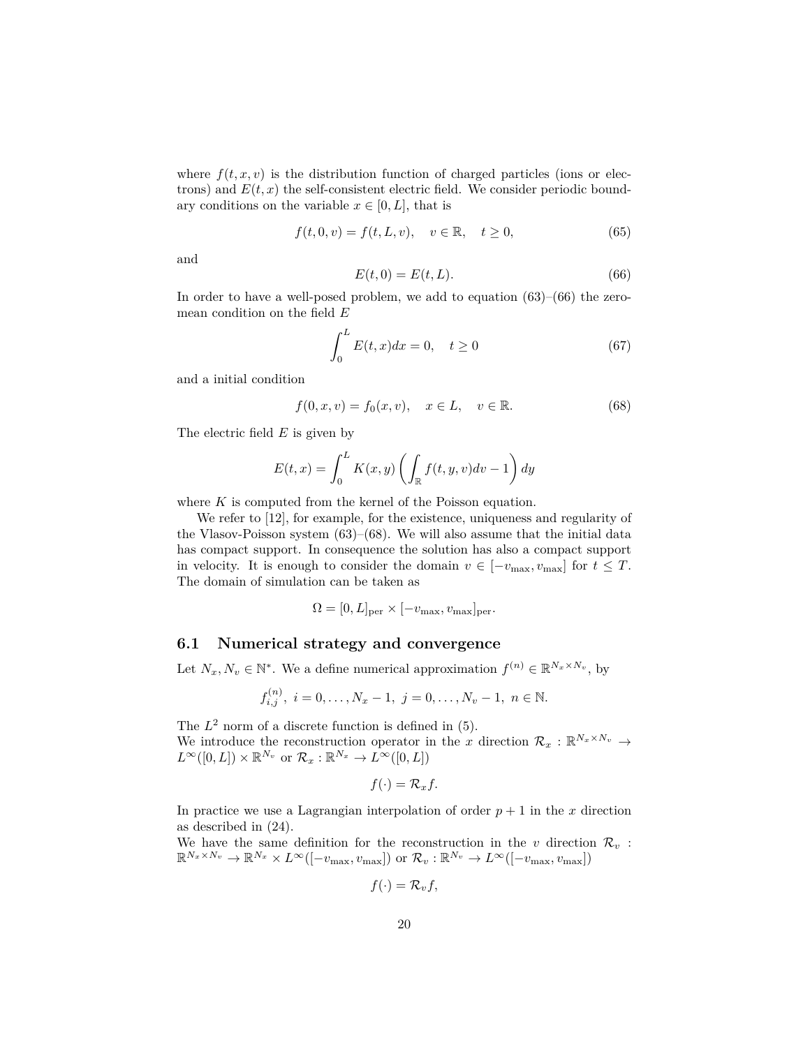where $f(t, x, v)$ is the distribution function of charged particles (ions or electrons) and $E(t, x)$ the self-consistent electric field. We consider periodic boundary conditions on the variable $x \in [0, L]$, that is

$$f(t, 0, v) = f(t, L, v), \quad v \in \mathbb{R}, \quad t \geq 0, \tag{65}$$

and

$$E(t, 0) = E(t, L). \tag{66}$$

In order to have a well-posed problem, we add to equation (63)–(66) the zero-mean condition on the field $E$

$$\int_0^L E(t, x)dx = 0, \quad t \geq 0 \tag{67}$$

and a initial condition

$$f(0, x, v) = f_0(x, v), \quad x \in L, \quad v \in \mathbb{R}. \tag{68}$$

The electric field $E$ is given by

$$E(t, x) = \int_0^L K(x, y) \left( \int_{\mathbb{R}} f(t, y, v)dv - 1 \right) dy$$

where $K$ is computed from the kernel of the Poisson equation.

We refer to [12], for example, for the existence, uniqueness and regularity of the Vlasov-Poisson system (63)–(68). We will also assume that the initial data has compact support. In consequence the solution has also a compact support in velocity. It is enough to consider the domain $v \in [-v_{\max}, v_{\max}]$ for $t \leq T$. The domain of simulation can be taken as

$$\Omega = [0, L]_{\text{per}} \times [-v_{\max}, v_{\max}]_{\text{per}}.$$

## 6.1 Numerical strategy and convergence

Let $N_x, N_v \in \mathbb{N}^*$. We a define numerical approximation $f^{(n)} \in \mathbb{R}^{N_x \times N_v}$, by

$$f_{i,j}^{(n)}, \ i = 0, \ldots, N_x - 1, \ j = 0, \ldots, N_v - 1, \ n \in \mathbb{N}.$$

The $L^2$ norm of a discrete function is defined in (5).
We introduce the reconstruction operator in the $x$ direction $\mathcal{R}_x : \mathbb{R}^{N_x \times N_v} \to L^\infty([0, L]) \times \mathbb{R}^{N_v}$ or $\mathcal{R}_x : \mathbb{R}^{N_x} \to L^\infty([0, L])$

$$f(\cdot) = \mathcal{R}_x f.$$

In practice we use a Lagrangian interpolation of order $p + 1$ in the $x$ direction as described in (24).
We have the same definition for the reconstruction in the $v$ direction $\mathcal{R}_v : \mathbb{R}^{N_x \times N_v} \to \mathbb{R}^{N_x} \times L^\infty([-v_{\max}, v_{\max}])$ or $\mathcal{R}_v : \mathbb{R}^{N_v} \to L^\infty([-v_{\max}, v_{\max}])$

$$f(\cdot) = \mathcal{R}_v f,$$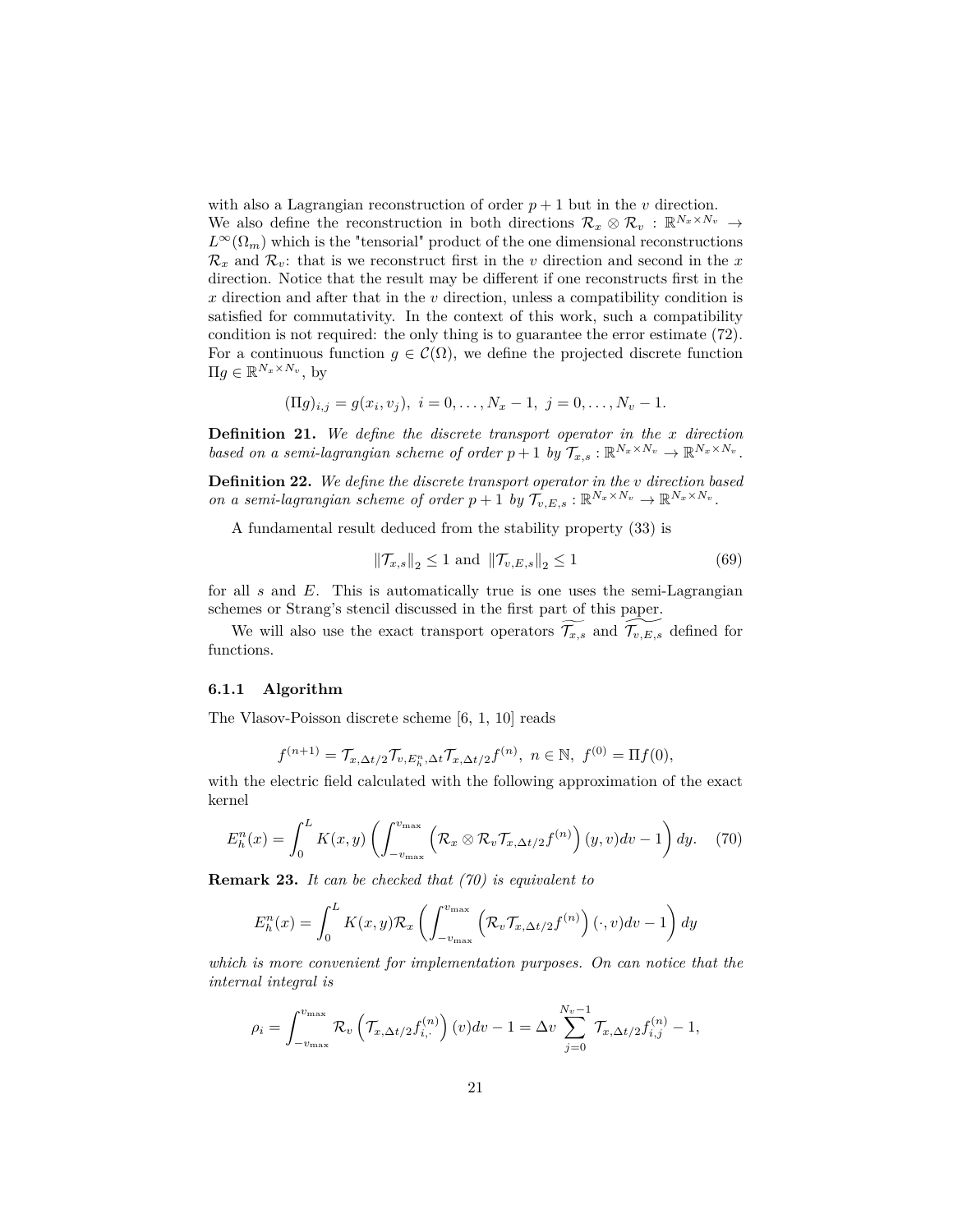with also a Lagrangian reconstruction of order $p+1$ but in the $v$ direction. We also define the reconstruction in both directions $\mathcal{R}_x \otimes \mathcal{R}_v : \mathbb{R}^{N_x \times N_v} \to L^\infty(\Omega_m)$ which is the "tensorial" product of the one dimensional reconstructions $\mathcal{R}_x$ and $\mathcal{R}_v$: that is we reconstruct first in the $v$ direction and second in the $x$ direction. Notice that the result may be different if one reconstructs first in the $x$ direction and after that in the $v$ direction, unless a compatibility condition is satisfied for commutativity. In the context of this work, such a compatibility condition is not required: the only thing is to guarantee the error estimate (72). For a continuous function $g \in \mathcal{C}(\Omega)$, we define the projected discrete function $\Pi g \in \mathbb{R}^{N_x \times N_v}$, by

$$(\Pi g)_{i,j} = g(x_i, v_j), \ i = 0, \dots, N_x - 1, \ j = 0, \dots, N_v - 1.$$

**Definition 21.** *We define the discrete transport operator in the $x$ direction based on a semi-lagrangian scheme of order $p+1$ by $\mathcal{T}_{x,s} : \mathbb{R}^{N_x \times N_v} \to \mathbb{R}^{N_x \times N_v}$.*

**Definition 22.** *We define the discrete transport operator in the $v$ direction based on a semi-lagrangian scheme of order $p+1$ by $\mathcal{T}_{v,E,s} : \mathbb{R}^{N_x \times N_v} \to \mathbb{R}^{N_x \times N_v}$.*

A fundamental result deduced from the stability property (33) is

$$\|\mathcal{T}_{x,s}\|_2 \leq 1 \text{ and } \|\mathcal{T}_{v,E,s}\|_2 \leq 1 \tag{69}$$

for all $s$ and $E$. This is automatically true is one uses the semi-Lagrangian schemes or Strang's stencil discussed in the first part of this paper.

We will also use the exact transport operators $\widetilde{\mathcal{T}_{x,s}}$ and $\widetilde{\mathcal{T}_{v,E,s}}$ defined for functions.

### 6.1.1 Algorithm

The Vlasov-Poisson discrete scheme [6, 1, 10] reads

$$f^{(n+1)} = \mathcal{T}_{x,\Delta t/2} \mathcal{T}_{v,E_h^n,\Delta t} \mathcal{T}_{x,\Delta t/2} f^{(n)}, \ n \in \mathbb{N}, \ f^{(0)} = \Pi f(0),$$

with the electric field calculated with the following approximation of the exact kernel

$$E_h^n(x) = \int_0^L K(x,y) \left( \int_{-v_{\max}}^{v_{\max}} \left( \mathcal{R}_x \otimes \mathcal{R}_v \mathcal{T}_{x,\Delta t/2} f^{(n)} \right)(y,v) dv - 1 \right) dy. \tag{70}$$

**Remark 23.** *It can be checked that (70) is equivalent to*

$$E_h^n(x) = \int_0^L K(x,y) \mathcal{R}_x \left( \int_{-v_{\max}}^{v_{\max}} \left( \mathcal{R}_v \mathcal{T}_{x,\Delta t/2} f^{(n)} \right)(\cdot, v) dv - 1 \right) dy$$

*which is more convenient for implementation purposes. On can notice that the internal integral is*

$$\rho_i = \int_{-v_{\max}}^{v_{\max}} \mathcal{R}_v \left( \mathcal{T}_{x,\Delta t/2} f_{i,\cdot}^{(n)} \right)(v) dv - 1 = \Delta v \sum_{j=0}^{N_v - 1} \mathcal{T}_{x,\Delta t/2} f_{i,j}^{(n)} - 1,$$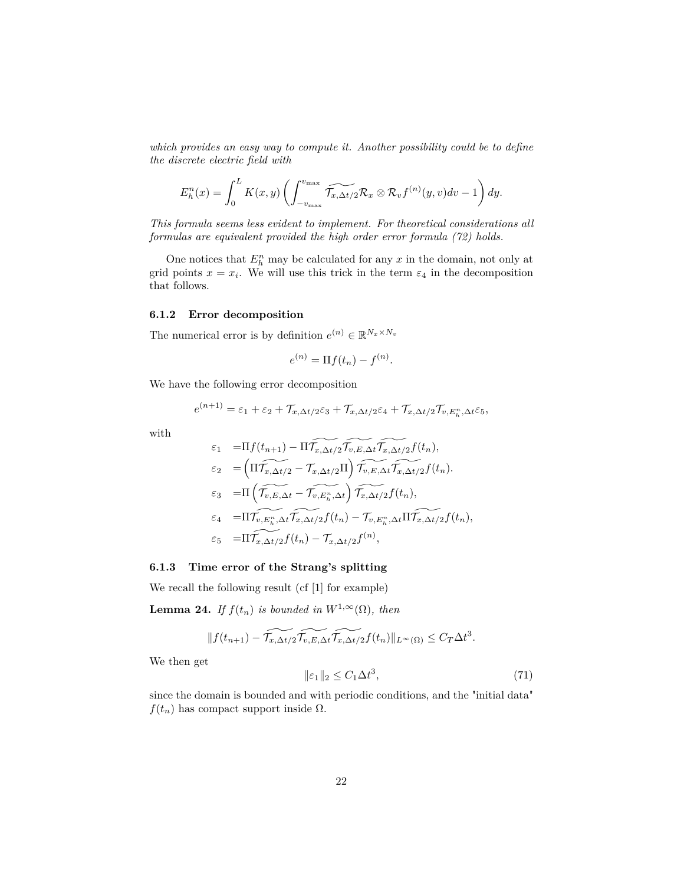*which provides an easy way to compute it. Another possibility could be to define the discrete electric field with*

$$E_h^n(x) = \int_0^L K(x,y) \left( \int_{-v_{\max}}^{v_{\max}} \widetilde{\mathcal{T}_{x,\Delta t/2}} \mathcal{R}_x \otimes \mathcal{R}_v f^{(n)}(y,v) dv - 1 \right) dy.$$

*This formula seems less evident to implement. For theoretical considerations all formulas are equivalent provided the high order error formula (72) holds.*

One notices that $E_h^n$ may be calculated for any $x$ in the domain, not only at grid points $x = x_i$. We will use this trick in the term $\varepsilon_4$ in the decomposition that follows.

### 6.1.2 Error decomposition

The numerical error is by definition $e^{(n)} \in \mathbb{R}^{N_x \times N_v}$

$$e^{(n)} = \Pi f(t_n) - f^{(n)}.$$

We have the following error decomposition

$$e^{(n+1)} = \varepsilon_1 + \varepsilon_2 + \mathcal{T}_{x,\Delta t/2} \varepsilon_3 + \mathcal{T}_{x,\Delta t/2} \varepsilon_4 + \mathcal{T}_{x,\Delta t/2} \mathcal{T}_{v,E_h^n,\Delta t} \varepsilon_5,$$

with

$$\begin{aligned}
\varepsilon_1 \quad &= \Pi f(t_{n+1}) - \Pi \widetilde{\mathcal{T}_{x,\Delta t/2}} \widetilde{\mathcal{T}_{v,E,\Delta t}} \widetilde{\mathcal{T}_{x,\Delta t/2}} f(t_n), \\
\varepsilon_2 \quad &= \left( \Pi \widetilde{\mathcal{T}_{x,\Delta t/2}} - \mathcal{T}_{x,\Delta t/2} \Pi \right) \widetilde{\mathcal{T}_{v,E,\Delta t}} \widetilde{\mathcal{T}_{x,\Delta t/2}} f(t_n). \\
\varepsilon_3 \quad &= \Pi \left( \widetilde{\mathcal{T}_{v,E,\Delta t}} - \widetilde{\mathcal{T}_{v,E_h^n,\Delta t}} \right) \widetilde{\mathcal{T}_{x,\Delta t/2}} f(t_n), \\
\varepsilon_4 \quad &= \Pi \widetilde{\mathcal{T}_{v,E_h^n,\Delta t}} \widetilde{\mathcal{T}_{x,\Delta t/2}} f(t_n) - \mathcal{T}_{v,E_h^n,\Delta t} \Pi \widetilde{\mathcal{T}_{x,\Delta t/2}} f(t_n), \\
\varepsilon_5 \quad &= \Pi \widetilde{\mathcal{T}_{x,\Delta t/2}} f(t_n) - \mathcal{T}_{x,\Delta t/2} f^{(n)},
\end{aligned}$$

### 6.1.3 Time error of the Strang's splitting

We recall the following result (cf [1] for example)

**Lemma 24.** *If $f(t_n)$ is bounded in $W^{1,\infty}(\Omega)$, then*

$$\| f(t_{n+1}) - \widetilde{\mathcal{T}_{x,\Delta t/2}} \widetilde{\mathcal{T}_{v,E,\Delta t}} \widetilde{\mathcal{T}_{x,\Delta t/2}} f(t_n) \|_{L^\infty(\Omega)} \leq C_T \Delta t^3.$$

We then get

$$\|\varepsilon_1\|_2 \leq C_1 \Delta t^3, \tag{71}$$

since the domain is bounded and with periodic conditions, and the "initial data" $f(t_n)$ has compact support inside $\Omega$.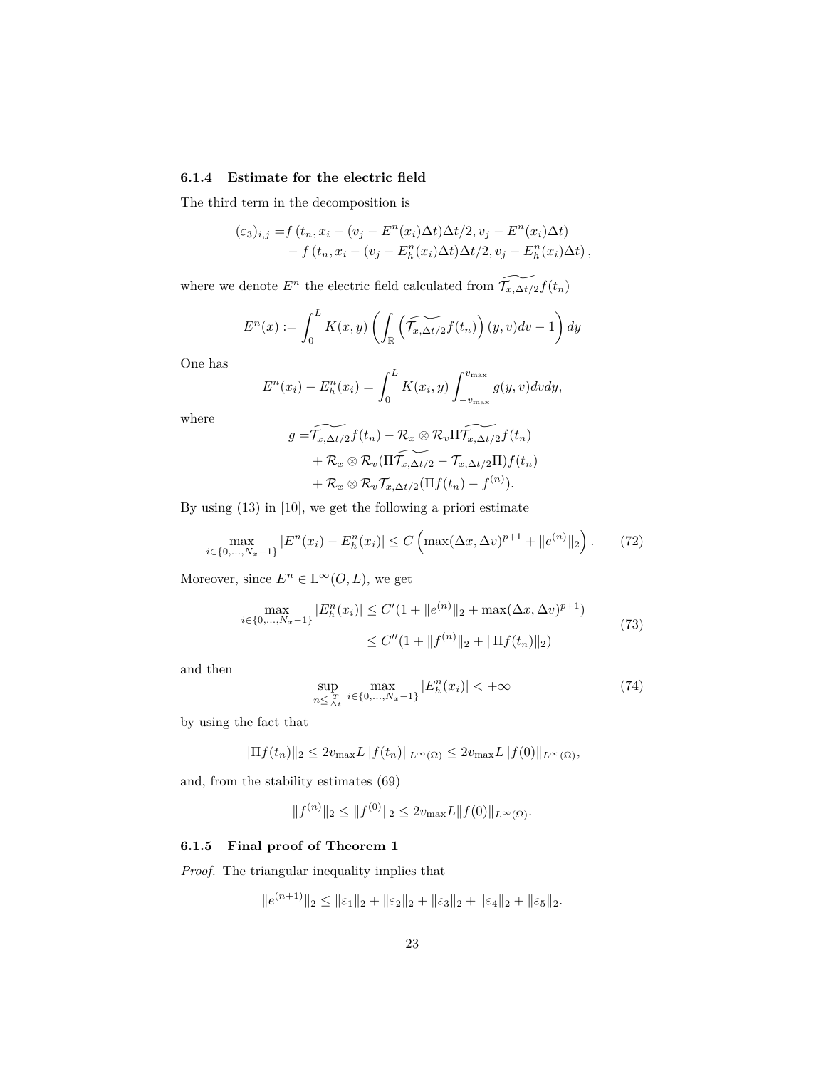### 6.1.4 Estimate for the electric field

The third term in the decomposition is

$$
\begin{aligned}
(\varepsilon_3)_{i,j} =& f\left(t_n, x_i - (v_j - E^n(x_i)\Delta t)\Delta t/2, v_j - E^n(x_i)\Delta t\right) \\
&- f\left(t_n, x_i - (v_j - E^n_h(x_i)\Delta t)\Delta t/2, v_j - E^n_h(x_i)\Delta t\right),
\end{aligned}
$$

where we denote $E^n$ the electric field calculated from $\widetilde{\mathcal{T}_{x,\Delta t/2}} f(t_n)$

$$
E^n(x) := \int_0^L K(x,y)\left(\int_{\mathbb{R}} \left(\widetilde{\mathcal{T}_{x,\Delta t/2}} f(t_n)\right)(y,v)dv - 1\right)dy
$$

One has

$$
E^n(x_i) - E^n_h(x_i) = \int_0^L K(x_i,y)\int_{-v_{\max}}^{v_{\max}} g(y,v)dvdy,
$$

where

$$
\begin{aligned}
g =& \widetilde{\mathcal{T}_{x,\Delta t/2}} f(t_n) - \mathcal{R}_x \otimes \mathcal{R}_v \Pi \widetilde{\mathcal{T}_{x,\Delta t/2}} f(t_n) \\
&+ \mathcal{R}_x \otimes \mathcal{R}_v (\Pi \widetilde{\mathcal{T}_{x,\Delta t/2}} - \mathcal{T}_{x,\Delta t/2}\Pi) f(t_n) \\
&+ \mathcal{R}_x \otimes \mathcal{R}_v \mathcal{T}_{x,\Delta t/2}(\Pi f(t_n) - f^{(n)}).
\end{aligned}
$$

By using (13) in [10], we get the following a priori estimate

$$
\max_{i\in\{0,\ldots,N_x-1\}} |E^n(x_i) - E^n_h(x_i)| \leq C\left(\max(\Delta x, \Delta v)^{p+1} + \|e^{(n)}\|_2\right). \tag{72}
$$

Moreover, since $E^n \in \mathrm{L}^\infty(O,L)$, we get

$$
\begin{aligned}
\max_{i\in\{0,\ldots,N_x-1\}} |E^n_h(x_i)| &\leq C'(1 + \|e^{(n)}\|_2 + \max(\Delta x, \Delta v)^{p+1}) \\
&\leq C''(1 + \|f^{(n)}\|_2 + \|\Pi f(t_n)\|_2)
\end{aligned} \tag{73}
$$

and then

$$
\sup_{n\leq \frac{T}{\Delta t}} \max_{i\in\{0,\ldots,N_x-1\}} |E^n_h(x_i)| < +\infty \tag{74}
$$

by using the fact that

$$
\|\Pi f(t_n)\|_2 \leq 2v_{\max}L\|f(t_n)\|_{L^\infty(\Omega)} \leq 2v_{\max}L\|f(0)\|_{L^\infty(\Omega)},
$$

and, from the stability estimates (69)

$$
\|f^{(n)}\|_2 \leq \|f^{(0)}\|_2 \leq 2v_{\max}L\|f(0)\|_{L^\infty(\Omega)}.
$$

### 6.1.5 Final proof of Theorem 1

*Proof.* The triangular inequality implies that

$$
\|e^{(n+1)}\|_2 \leq \|\varepsilon_1\|_2 + \|\varepsilon_2\|_2 + \|\varepsilon_3\|_2 + \|\varepsilon_4\|_2 + \|\varepsilon_5\|_2.
$$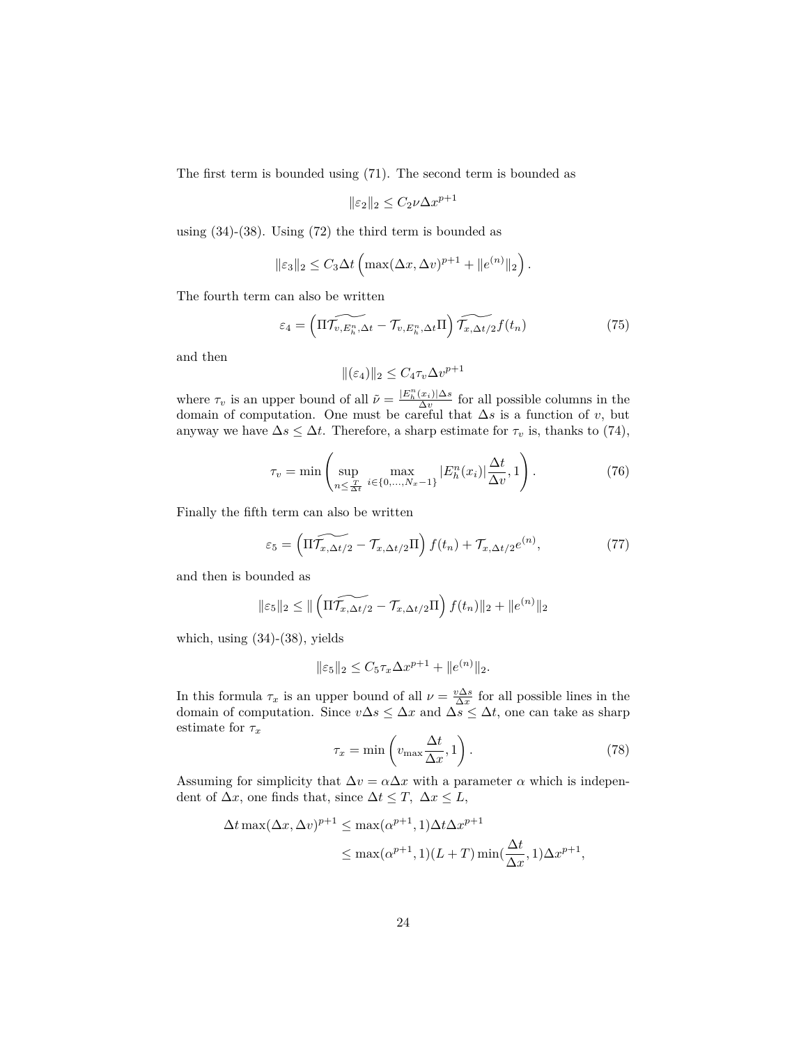The first term is bounded using (71). The second term is bounded as

$$\|\varepsilon_2\|_2 \leq C_2 \nu \Delta x^{p+1}$$

using (34)-(38). Using (72) the third term is bounded as

$$\|\varepsilon_3\|_2 \leq C_3 \Delta t \left( \max(\Delta x, \Delta v)^{p+1} + \|e^{(n)}\|_2 \right).$$

The fourth term can also be written

$$\varepsilon_4 = \left( \Pi \widetilde{\mathcal{T}_{v,E_h^n,\Delta t}} - \mathcal{T}_{v,E_h^n,\Delta t} \Pi \right) \widetilde{\mathcal{T}_{x,\Delta t/2}} f(t_n) \tag{75}$$

and then

$$\|(\varepsilon_4)\|_2 \leq C_4 \tau_v \Delta v^{p+1}$$

where $\tau_v$ is an upper bound of all $\tilde{\nu} = \frac{|E_h^n(x_i)|\Delta s}{\Delta v}$ for all possible columns in the domain of computation. One must be careful that $\Delta s$ is a function of $v$, but anyway we have $\Delta s \leq \Delta t$. Therefore, a sharp estimate for $\tau_v$ is, thanks to (74),

$$\tau_v = \min \left( \sup_{n \leq \frac{T}{\Delta t}} \max_{i \in \{0,\ldots,N_x-1\}} |E_h^n(x_i)| \frac{\Delta t}{\Delta v}, 1 \right). \tag{76}$$

Finally the fifth term can also be written

$$\varepsilon_5 = \left( \Pi \widetilde{\mathcal{T}_{x,\Delta t/2}} - \mathcal{T}_{x,\Delta t/2} \Pi \right) f(t_n) + \mathcal{T}_{x,\Delta t/2} e^{(n)}, \tag{77}$$

and then is bounded as

$$\|\varepsilon_5\|_2 \leq \| \left( \Pi \widetilde{\mathcal{T}_{x,\Delta t/2}} - \mathcal{T}_{x,\Delta t/2} \Pi \right) f(t_n)\|_2 + \|e^{(n)}\|_2$$

which, using (34)-(38), yields

$$\|\varepsilon_5\|_2 \leq C_5 \tau_x \Delta x^{p+1} + \|e^{(n)}\|_2.$$

In this formula $\tau_x$ is an upper bound of all $\nu = \frac{v \Delta s}{\Delta x}$ for all possible lines in the domain of computation. Since $v\Delta s \leq \Delta x$ and $\Delta s \leq \Delta t$, one can take as sharp estimate for $\tau_x$

$$\tau_x = \min \left( v_{\max} \frac{\Delta t}{\Delta x}, 1 \right). \tag{78}$$

Assuming for simplicity that $\Delta v = \alpha \Delta x$ with a parameter $\alpha$ which is independent of $\Delta x$, one finds that, since $\Delta t \leq T,\ \Delta x \leq L$,

$$\begin{aligned}
\Delta t \max(\Delta x, \Delta v)^{p+1} &\leq \max(\alpha^{p+1}, 1) \Delta t \Delta x^{p+1} \\
&\leq \max(\alpha^{p+1}, 1)(L+T) \min(\frac{\Delta t}{\Delta x}, 1) \Delta x^{p+1},
\end{aligned}$$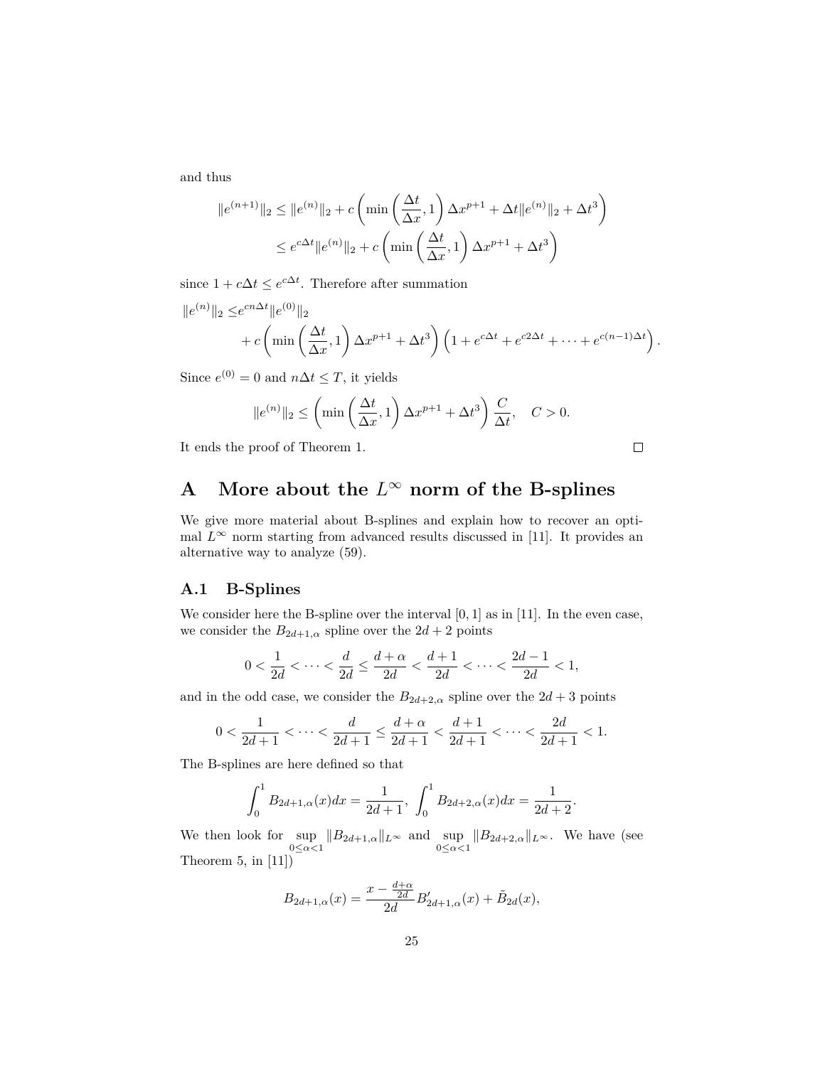and thus

$$
\begin{aligned}
\|e^{(n+1)}\|_2 &\leq \|e^{(n)}\|_2 + c\left(\min\left(\frac{\Delta t}{\Delta x}, 1\right)\Delta x^{p+1} + \Delta t\|e^{(n)}\|_2 + \Delta t^3\right) \\
&\leq e^{c\Delta t}\|e^{(n)}\|_2 + c\left(\min\left(\frac{\Delta t}{\Delta x}, 1\right)\Delta x^{p+1} + \Delta t^3\right)
\end{aligned}
$$

since $1 + c\Delta t \leq e^{c\Delta t}$. Therefore after summation

$$
\begin{aligned}
\|e^{(n)}\|_2 \leq & e^{cn\Delta t}\|e^{(0)}\|_2 \\
& + c\left(\min\left(\frac{\Delta t}{\Delta x}, 1\right)\Delta x^{p+1} + \Delta t^3\right)\left(1 + e^{c\Delta t} + e^{c2\Delta t} + \cdots + e^{c(n-1)\Delta t}\right).
\end{aligned}
$$

Since $e^{(0)} = 0$ and $n\Delta t \leq T$, it yields

$$
\|e^{(n)}\|_2 \leq \left(\min\left(\frac{\Delta t}{\Delta x}, 1\right)\Delta x^{p+1} + \Delta t^3\right)\frac{C}{\Delta t}, \quad C > 0.
$$

It ends the proof of Theorem 1. □

# A More about the $L^\infty$ norm of the B-splines

We give more material about B-splines and explain how to recover an optimal $L^\infty$ norm starting from advanced results discussed in [11]. It provides an alternative way to analyze (59).

## A.1 B-Splines

We consider here the B-spline over the interval $[0, 1]$ as in [11]. In the even case, we consider the $B_{2d+1,\alpha}$ spline over the $2d + 2$ points

$$
0 < \frac{1}{2d} < \cdots < \frac{d}{2d} \leq \frac{d+\alpha}{2d} < \frac{d+1}{2d} < \cdots < \frac{2d-1}{2d} < 1,
$$

and in the odd case, we consider the $B_{2d+2,\alpha}$ spline over the $2d + 3$ points

$$
0 < \frac{1}{2d+1} < \cdots < \frac{d}{2d+1} \leq \frac{d+\alpha}{2d+1} < \frac{d+1}{2d+1} < \cdots < \frac{2d}{2d+1} < 1.
$$

The B-splines are here defined so that

$$
\int_0^1 B_{2d+1,\alpha}(x)dx = \frac{1}{2d+1}, \int_0^1 B_{2d+2,\alpha}(x)dx = \frac{1}{2d+2}.
$$

We then look for $\sup\limits_{0\leq\alpha<1} \|B_{2d+1,\alpha}\|_{L^\infty}$ and $\sup\limits_{0\leq\alpha<1} \|B_{2d+2,\alpha}\|_{L^\infty}$. We have (see Theorem 5, in [11])

$$
B_{2d+1,\alpha}(x) = \frac{x - \frac{d+\alpha}{2d}}{2d}B'_{2d+1,\alpha}(x) + \tilde{B}_{2d}(x),
$$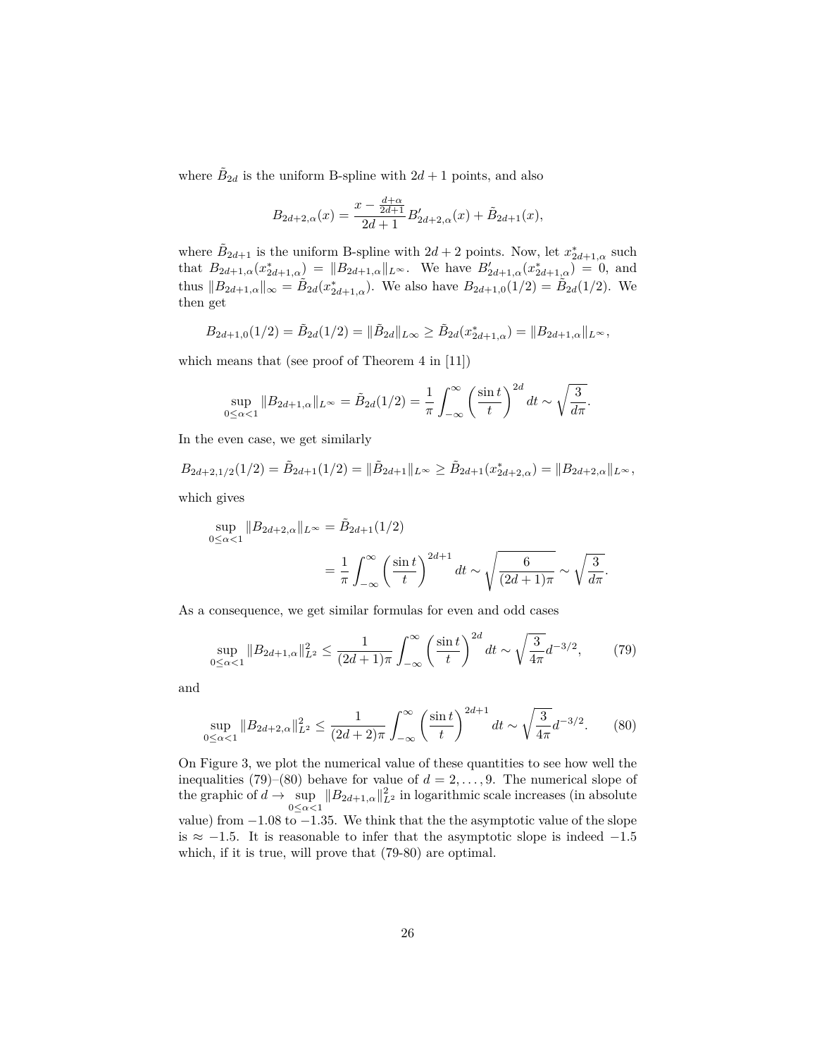where $\tilde{B}_{2d}$ is the uniform B-spline with $2d+1$ points, and also

$$B_{2d+2,\alpha}(x) = \frac{x - \frac{d+\alpha}{2d+1}}{2d+1} B'_{2d+2,\alpha}(x) + \tilde{B}_{2d+1}(x),$$

where $\tilde{B}_{2d+1}$ is the uniform B-spline with $2d+2$ points. Now, let $x^*_{2d+1,\alpha}$ such that $B_{2d+1,\alpha}(x^*_{2d+1,\alpha}) = \|B_{2d+1,\alpha}\|_{L^\infty}$. We have $B'_{2d+1,\alpha}(x^*_{2d+1,\alpha}) = 0$, and thus $\|B_{2d+1,\alpha}\|_\infty = \tilde{B}_{2d}(x^*_{2d+1,\alpha})$. We also have $B_{2d+1,0}(1/2) = \tilde{B}_{2d}(1/2)$. We then get

$$B_{2d+1,0}(1/2) = \tilde{B}_{2d}(1/2) = \|\tilde{B}_{2d}\|_{L^\infty} \geq \tilde{B}_{2d}(x^*_{2d+1,\alpha}) = \|B_{2d+1,\alpha}\|_{L^\infty},$$

which means that (see proof of Theorem 4 in [11])

$$\sup_{0\leq\alpha<1} \|B_{2d+1,\alpha}\|_{L^\infty} = \tilde{B}_{2d}(1/2) = \frac{1}{\pi}\int_{-\infty}^{\infty} \left(\frac{\sin t}{t}\right)^{2d} dt \sim \sqrt{\frac{3}{d\pi}}.$$

In the even case, we get similarly

$$B_{2d+2,1/2}(1/2) = \tilde{B}_{2d+1}(1/2) = \|\tilde{B}_{2d+1}\|_{L^\infty} \geq \tilde{B}_{2d+1}(x^*_{2d+2,\alpha}) = \|B_{2d+2,\alpha}\|_{L^\infty},$$

which gives

$$\begin{aligned}\sup_{0\leq\alpha<1} \|B_{2d+2,\alpha}\|_{L^\infty} &= \tilde{B}_{2d+1}(1/2) \\ &= \frac{1}{\pi}\int_{-\infty}^{\infty} \left(\frac{\sin t}{t}\right)^{2d+1} dt \sim \sqrt{\frac{6}{(2d+1)\pi}} \sim \sqrt{\frac{3}{d\pi}}.\end{aligned}$$

As a consequence, we get similar formulas for even and odd cases

$$\sup_{0\leq\alpha<1} \|B_{2d+1,\alpha}\|^2_{L^2} \leq \frac{1}{(2d+1)\pi}\int_{-\infty}^{\infty} \left(\frac{\sin t}{t}\right)^{2d} dt \sim \sqrt{\frac{3}{4\pi}} d^{-3/2}, \tag{79}$$

and

$$\sup_{0\leq\alpha<1} \|B_{2d+2,\alpha}\|^2_{L^2} \leq \frac{1}{(2d+2)\pi}\int_{-\infty}^{\infty} \left(\frac{\sin t}{t}\right)^{2d+1} dt \sim \sqrt{\frac{3}{4\pi}} d^{-3/2}. \tag{80}$$

On Figure 3, we plot the numerical value of these quantities to see how well the inequalities (79)–(80) behave for value of $d = 2, \ldots, 9$. The numerical slope of the graphic of $d \to \sup_{0\leq\alpha<1} \|B_{2d+1,\alpha}\|^2_{L^2}$ in logarithmic scale increases (in absolute value) from $-1.08$ to $-1.35$. We think that the the asymptotic value of the slope is $\approx -1.5$. It is reasonable to infer that the asymptotic slope is indeed $-1.5$ which, if it is true, will prove that (79-80) are optimal.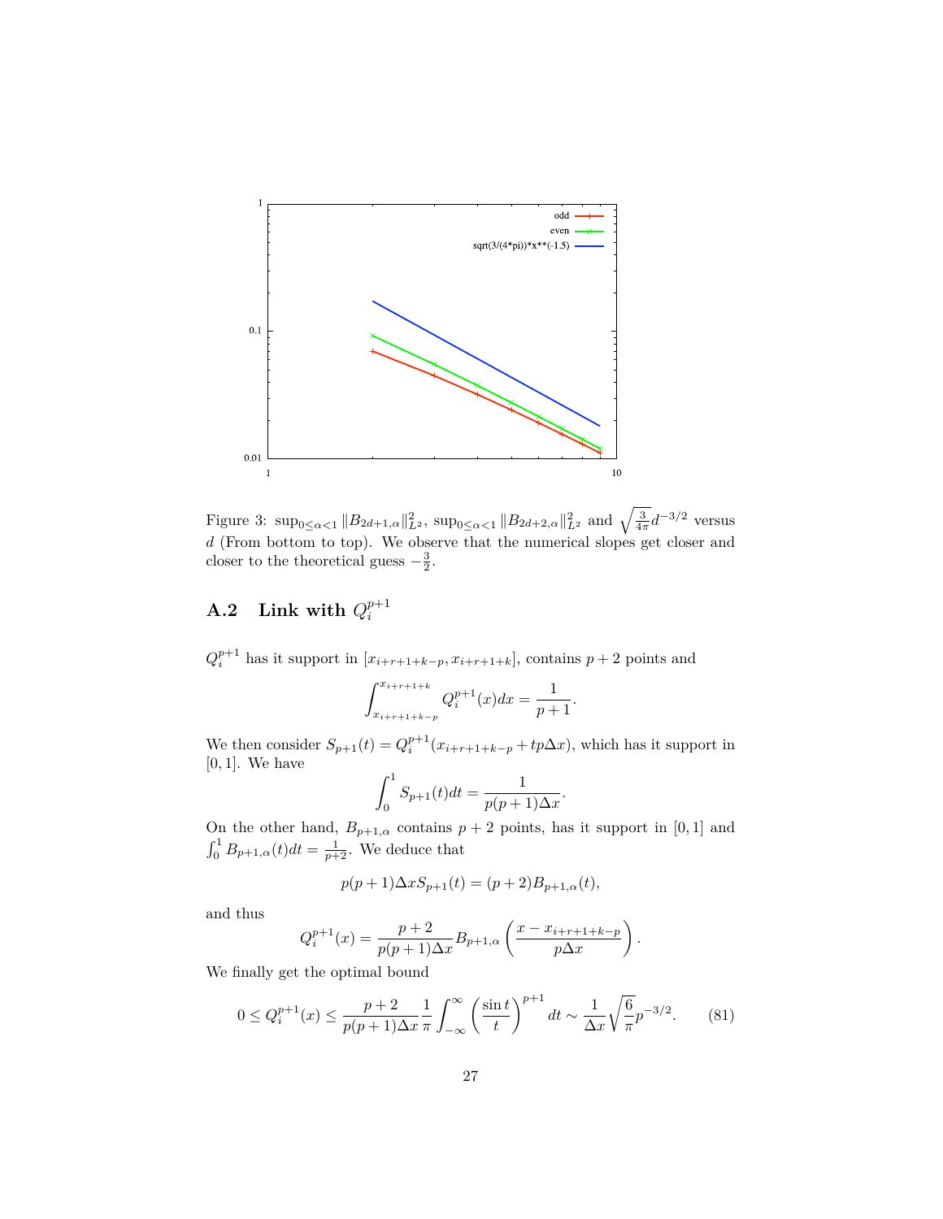Figure 3: $\sup_{0\leq\alpha<1} \|B_{2d+1,\alpha}\|_{L^2}^2$, $\sup_{0\leq\alpha<1} \|B_{2d+2,\alpha}\|_{L^2}^2$ and $\sqrt{\frac{3}{4\pi}}d^{-3/2}$ versus $d$ (From bottom to top). We observe that the numerical slopes get closer and closer to the theoretical guess $-\frac{3}{2}$.

## A.2 Link with $Q_i^{p+1}$

$Q_i^{p+1}$ has it support in $[x_{i+r+1+k-p}, x_{i+r+1+k}]$, contains $p+2$ points and

$$\int_{x_{i+r+1+k-p}}^{x_{i+r+1+k}} Q_i^{p+1}(x)dx = \frac{1}{p+1}.$$

We then consider $S_{p+1}(t) = Q_i^{p+1}(x_{i+r+1+k-p} + tp\Delta x)$, which has it support in $[0,1]$. We have

$$\int_0^1 S_{p+1}(t)dt = \frac{1}{p(p+1)\Delta x}.$$

On the other hand, $B_{p+1,\alpha}$ contains $p+2$ points, has it support in $[0,1]$ and $\int_0^1 B_{p+1,\alpha}(t)dt = \frac{1}{p+2}$. We deduce that

$$p(p+1)\Delta x S_{p+1}(t) = (p+2)B_{p+1,\alpha}(t),$$

and thus

$$Q_i^{p+1}(x) = \frac{p+2}{p(p+1)\Delta x} B_{p+1,\alpha}\left(\frac{x - x_{i+r+1+k-p}}{p\Delta x}\right).$$

We finally get the optimal bound

$$0 \leq Q_i^{p+1}(x) \leq \frac{p+2}{p(p+1)\Delta x} \frac{1}{\pi} \int_{-\infty}^{\infty} \left(\frac{\sin t}{t}\right)^{p+1} dt \sim \frac{1}{\Delta x}\sqrt{\frac{6}{\pi}} p^{-3/2}. \tag{81}$$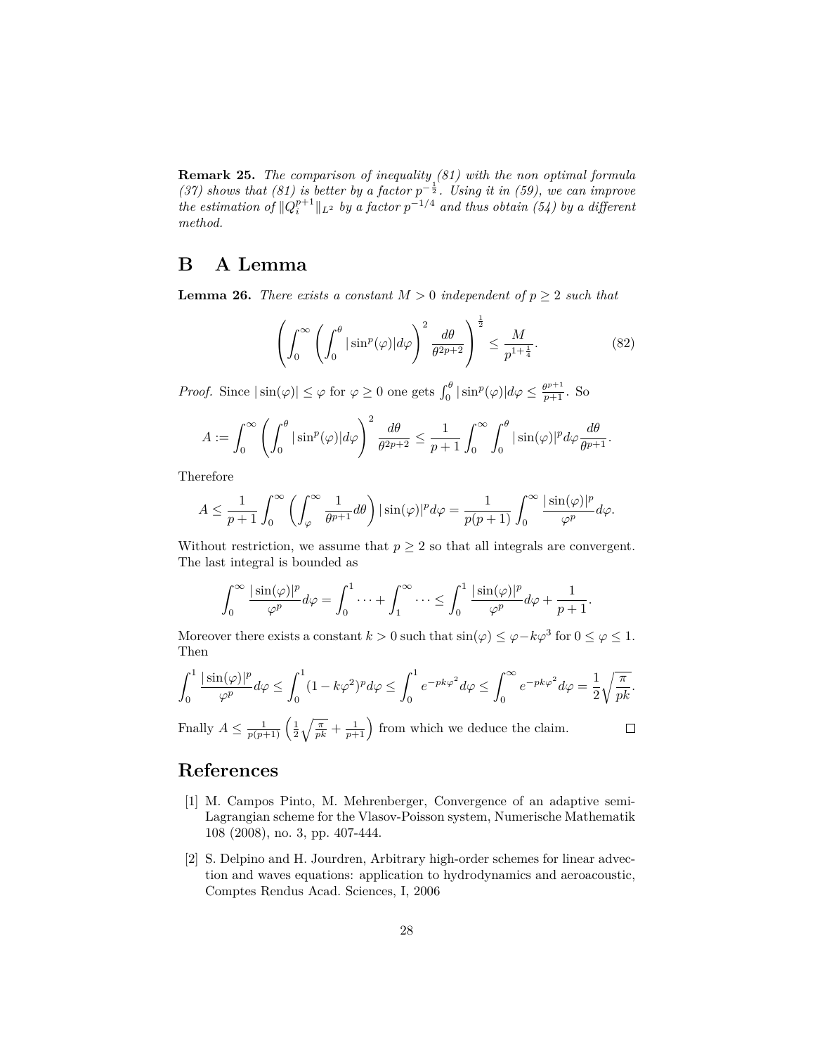**Remark 25.** *The comparison of inequality (81) with the non optimal formula (37) shows that (81) is better by a factor $p^{-\frac{1}{2}}$. Using it in (59), we can improve the estimation of $\|Q_i^{p+1}\|_{L^2}$ by a factor $p^{-1/4}$ and thus obtain (54) by a different method.*

## B A Lemma

**Lemma 26.** *There exists a constant $M > 0$ independent of $p \geq 2$ such that*

$$\left( \int_0^\infty \left( \int_0^\theta |\sin^p(\varphi)| d\varphi \right)^2 \frac{d\theta}{\theta^{2p+2}} \right)^{\frac{1}{2}} \leq \frac{M}{p^{1+\frac{1}{4}}}. \tag{82}$$

*Proof.* Since $|\sin(\varphi)| \leq \varphi$ for $\varphi \geq 0$ one gets $\int_0^\theta |\sin^p(\varphi)| d\varphi \leq \frac{\theta^{p+1}}{p+1}$. So

$$A := \int_0^\infty \left( \int_0^\theta |\sin^p(\varphi)| d\varphi \right)^2 \frac{d\theta}{\theta^{2p+2}} \leq \frac{1}{p+1} \int_0^\infty \int_0^\theta |\sin(\varphi)|^p d\varphi \frac{d\theta}{\theta^{p+1}}.$$

Therefore

$$A \leq \frac{1}{p+1} \int_0^\infty \left( \int_\varphi^\infty \frac{1}{\theta^{p+1}} d\theta \right) |\sin(\varphi)|^p d\varphi = \frac{1}{p(p+1)} \int_0^\infty \frac{|\sin(\varphi)|^p}{\varphi^p} d\varphi.$$

Without restriction, we assume that $p \geq 2$ so that all integrals are convergent. The last integral is bounded as

$$\int_0^\infty \frac{|\sin(\varphi)|^p}{\varphi^p} d\varphi = \int_0^1 \cdots + \int_1^\infty \cdots \leq \int_0^1 \frac{|\sin(\varphi)|^p}{\varphi^p} d\varphi + \frac{1}{p+1}.$$

Moreover there exists a constant $k > 0$ such that $\sin(\varphi) \leq \varphi - k\varphi^3$ for $0 \leq \varphi \leq 1$. Then

$$\int_0^1 \frac{|\sin(\varphi)|^p}{\varphi^p} d\varphi \leq \int_0^1 (1 - k\varphi^2)^p d\varphi \leq \int_0^1 e^{-pk\varphi^2} d\varphi \leq \int_0^\infty e^{-pk\varphi^2} d\varphi = \frac{1}{2}\sqrt{\frac{\pi}{pk}}.$$

Fnally $A \leq \frac{1}{p(p+1)} \left( \frac{1}{2}\sqrt{\frac{\pi}{pk}} + \frac{1}{p+1} \right)$ from which we deduce the claim. $\square$

## References

[1] M. Campos Pinto, M. Mehrenberger, Convergence of an adaptive semi-Lagrangian scheme for the Vlasov-Poisson system, Numerische Mathematik 108 (2008), no. 3, pp. 407-444.

[2] S. Delpino and H. Jourdren, Arbitrary high-order schemes for linear advection and waves equations: application to hydrodynamics and aeroacoustic, Comptes Rendus Acad. Sciences, I, 2006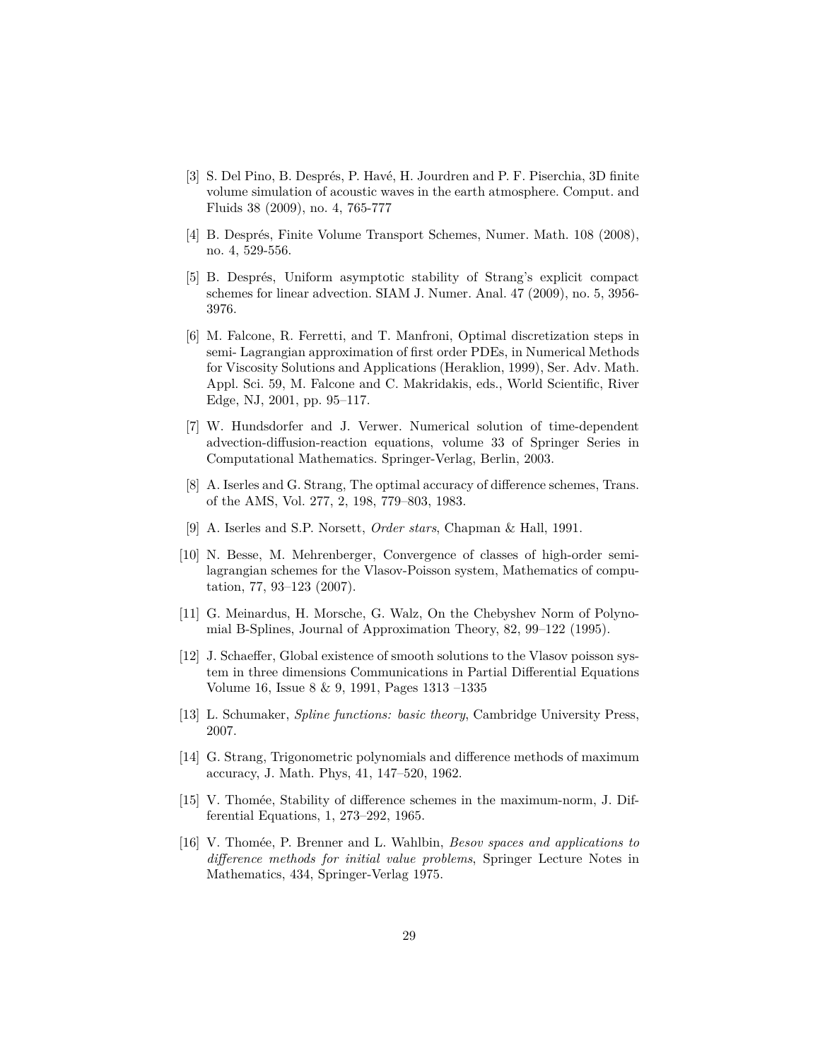[3] S. Del Pino, B. Després, P. Havé, H. Jourdren and P. F. Piserchia, 3D finite volume simulation of acoustic waves in the earth atmosphere. Comput. and Fluids 38 (2009), no. 4, 765-777

[4] B. Després, Finite Volume Transport Schemes, Numer. Math. 108 (2008), no. 4, 529-556.

[5] B. Després, Uniform asymptotic stability of Strang's explicit compact schemes for linear advection. SIAM J. Numer. Anal. 47 (2009), no. 5, 3956-3976.

[6] M. Falcone, R. Ferretti, and T. Manfroni, Optimal discretization steps in semi- Lagrangian approximation of first order PDEs, in Numerical Methods for Viscosity Solutions and Applications (Heraklion, 1999), Ser. Adv. Math. Appl. Sci. 59, M. Falcone and C. Makridakis, eds., World Scientific, River Edge, NJ, 2001, pp. 95–117.

[7] W. Hundsdorfer and J. Verwer. Numerical solution of time-dependent advection-diffusion-reaction equations, volume 33 of Springer Series in Computational Mathematics. Springer-Verlag, Berlin, 2003.

[8] A. Iserles and G. Strang, The optimal accuracy of difference schemes, Trans. of the AMS, Vol. 277, 2, 198, 779–803, 1983.

[9] A. Iserles and S.P. Norsett, *Order stars*, Chapman & Hall, 1991.

[10] N. Besse, M. Mehrenberger, Convergence of classes of high-order semi-lagrangian schemes for the Vlasov-Poisson system, Mathematics of computation, 77, 93–123 (2007).

[11] G. Meinardus, H. Morsche, G. Walz, On the Chebyshev Norm of Polynomial B-Splines, Journal of Approximation Theory, 82, 99–122 (1995).

[12] J. Schaeffer, Global existence of smooth solutions to the Vlasov poisson system in three dimensions Communications in Partial Differential Equations Volume 16, Issue 8 & 9, 1991, Pages 1313 –1335

[13] L. Schumaker, *Spline functions: basic theory*, Cambridge University Press, 2007.

[14] G. Strang, Trigonometric polynomials and difference methods of maximum accuracy, J. Math. Phys, 41, 147–520, 1962.

[15] V. Thomée, Stability of difference schemes in the maximum-norm, J. Differential Equations, 1, 273–292, 1965.

[16] V. Thomée, P. Brenner and L. Wahlbin, *Besov spaces and applications to difference methods for initial value problems*, Springer Lecture Notes in Mathematics, 434, Springer-Verlag 1975.